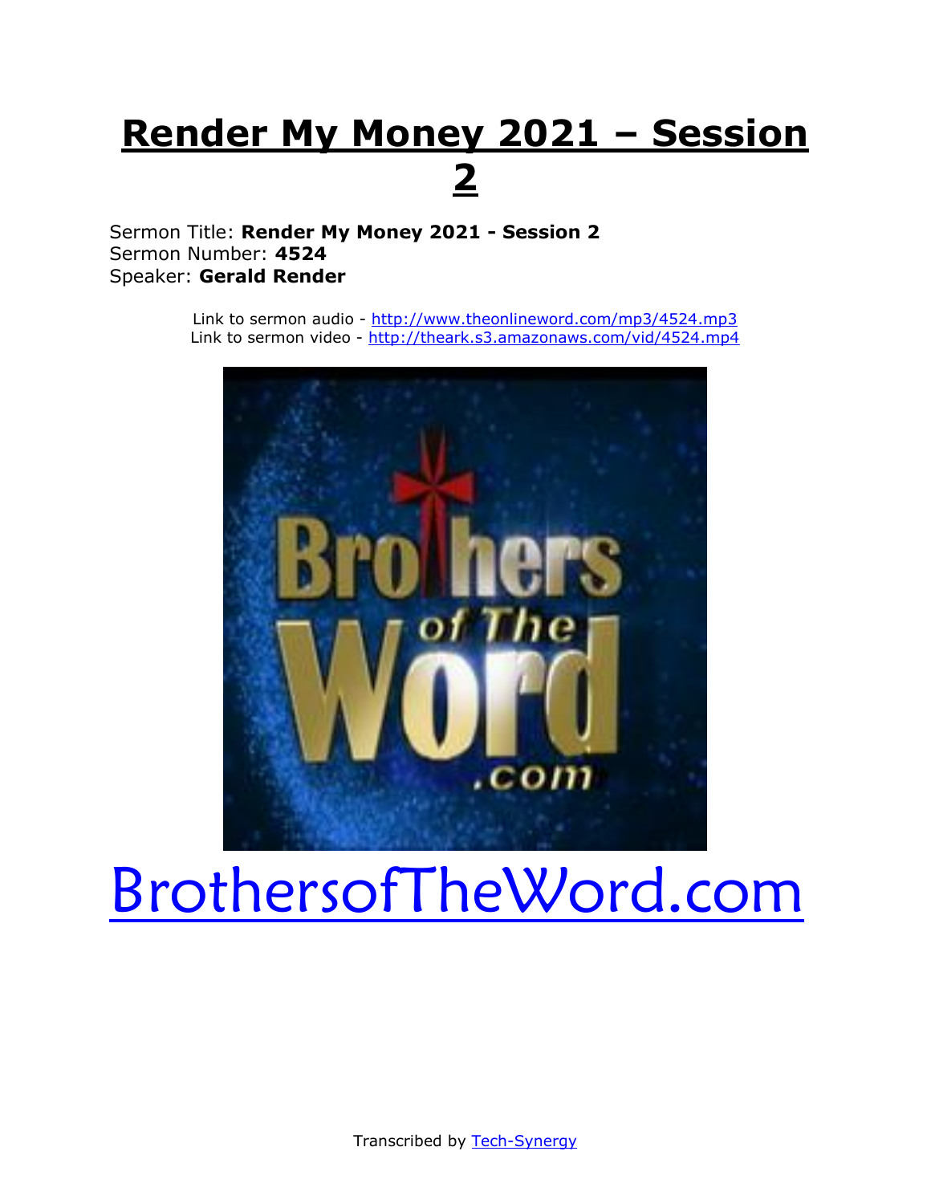# Render My Money 2021 – Session 2

Sermon Title: **Render My Money 2021 - Session 2**
Sermon Number: **4524**
Speaker: **Gerald Render**

Link to sermon audio - http://www.theonlineword.com/mp3/4524.mp3
Link to sermon video - http://theark.s3.amazonaws.com/vid/4524.mp4

BrothersofTheWord.com

Transcribed by Tech-Synergy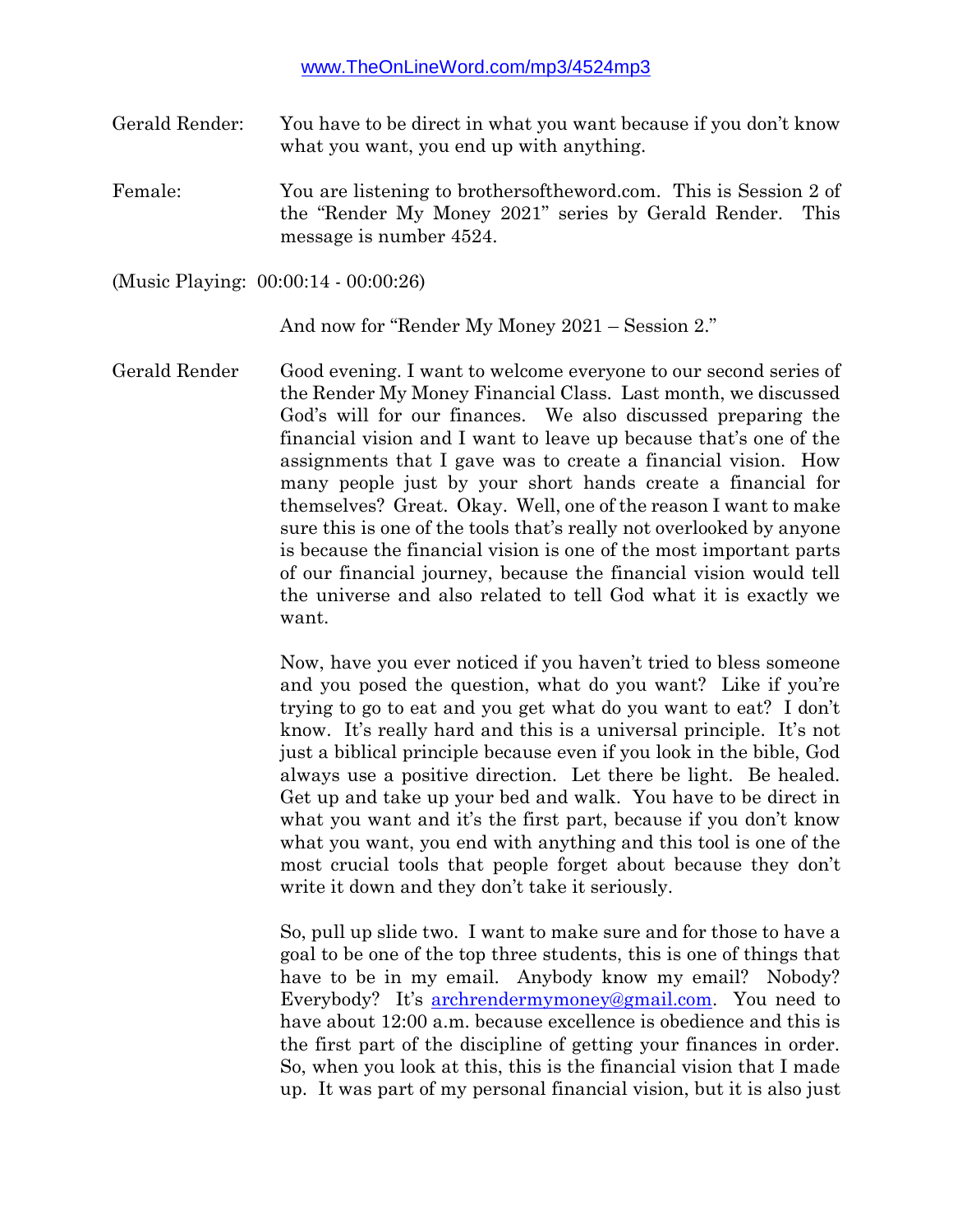www.TheOnLineWord.com/mp3/4524mp3

Gerald Render: You have to be direct in what you want because if you don't know what you want, you end up with anything.

Female: You are listening to brothersoftheword.com. This is Session 2 of the "Render My Money 2021" series by Gerald Render. This message is number 4524.

(Music Playing: 00:00:14 - 00:00:26)

And now for "Render My Money 2021 – Session 2."

Gerald Render Good evening. I want to welcome everyone to our second series of the Render My Money Financial Class. Last month, we discussed God's will for our finances. We also discussed preparing the financial vision and I want to leave up because that's one of the assignments that I gave was to create a financial vision. How many people just by your short hands create a financial for themselves? Great. Okay. Well, one of the reason I want to make sure this is one of the tools that's really not overlooked by anyone is because the financial vision is one of the most important parts of our financial journey, because the financial vision would tell the universe and also related to tell God what it is exactly we want.

Now, have you ever noticed if you haven't tried to bless someone and you posed the question, what do you want? Like if you're trying to go to eat and you get what do you want to eat? I don't know. It's really hard and this is a universal principle. It's not just a biblical principle because even if you look in the bible, God always use a positive direction. Let there be light. Be healed. Get up and take up your bed and walk. You have to be direct in what you want and it's the first part, because if you don't know what you want, you end with anything and this tool is one of the most crucial tools that people forget about because they don't write it down and they don't take it seriously.

So, pull up slide two. I want to make sure and for those to have a goal to be one of the top three students, this is one of things that have to be in my email. Anybody know my email? Nobody? Everybody? It's archrendermymoney@gmail.com. You need to have about 12:00 a.m. because excellence is obedience and this is the first part of the discipline of getting your finances in order. So, when you look at this, this is the financial vision that I made up. It was part of my personal financial vision, but it is also just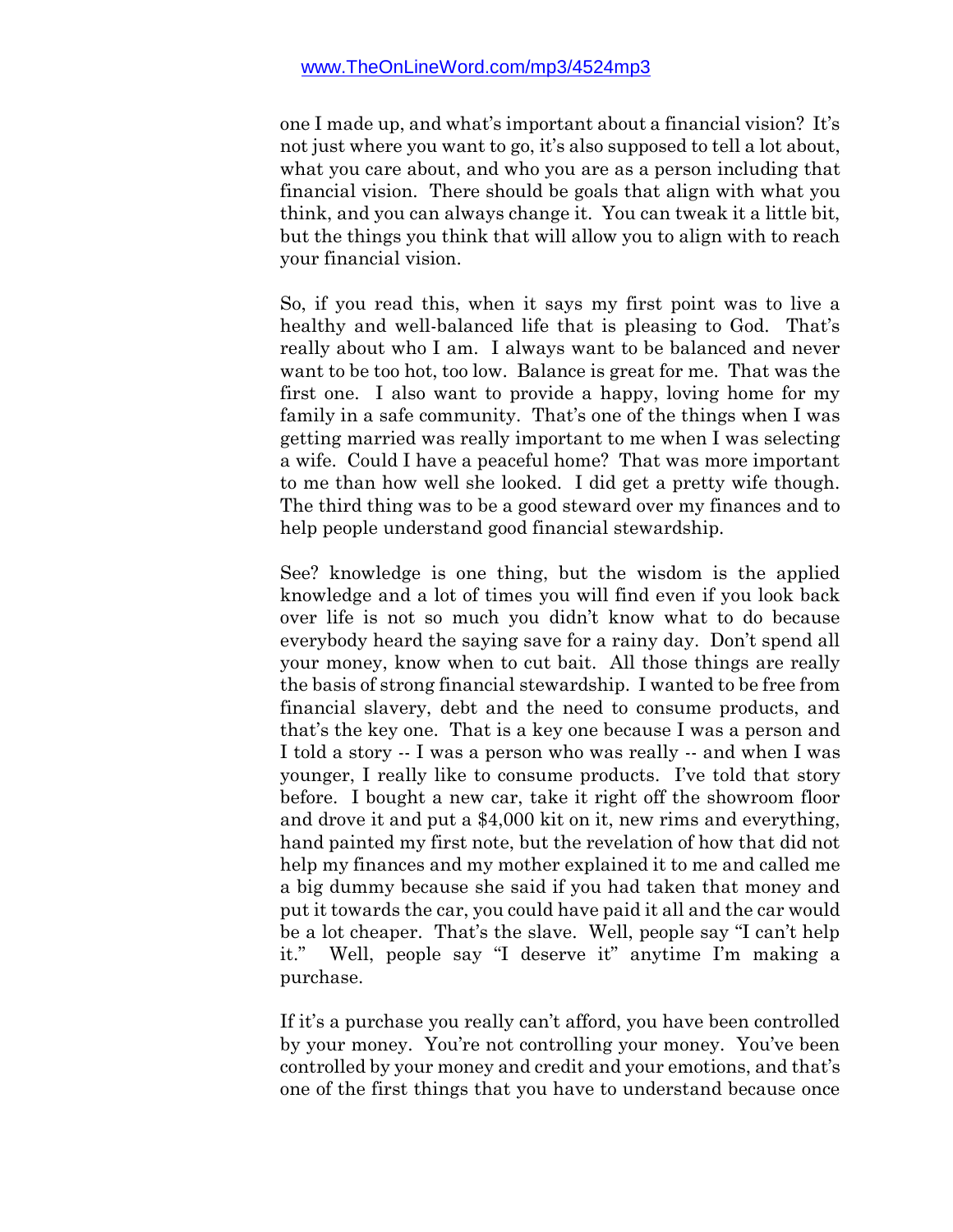one I made up, and what's important about a financial vision? It's not just where you want to go, it's also supposed to tell a lot about, what you care about, and who you are as a person including that financial vision. There should be goals that align with what you think, and you can always change it. You can tweak it a little bit, but the things you think that will allow you to align with to reach your financial vision.

So, if you read this, when it says my first point was to live a healthy and well-balanced life that is pleasing to God. That's really about who I am. I always want to be balanced and never want to be too hot, too low. Balance is great for me. That was the first one. I also want to provide a happy, loving home for my family in a safe community. That's one of the things when I was getting married was really important to me when I was selecting a wife. Could I have a peaceful home? That was more important to me than how well she looked. I did get a pretty wife though. The third thing was to be a good steward over my finances and to help people understand good financial stewardship.

See? knowledge is one thing, but the wisdom is the applied knowledge and a lot of times you will find even if you look back over life is not so much you didn't know what to do because everybody heard the saying save for a rainy day. Don't spend all your money, know when to cut bait. All those things are really the basis of strong financial stewardship. I wanted to be free from financial slavery, debt and the need to consume products, and that's the key one. That is a key one because I was a person and I told a story -- I was a person who was really -- and when I was younger, I really like to consume products. I've told that story before. I bought a new car, take it right off the showroom floor and drove it and put a $4,000 kit on it, new rims and everything, hand painted my first note, but the revelation of how that did not help my finances and my mother explained it to me and called me a big dummy because she said if you had taken that money and put it towards the car, you could have paid it all and the car would be a lot cheaper. That's the slave. Well, people say "I can't help it." Well, people say "I deserve it" anytime I'm making a purchase.

If it's a purchase you really can't afford, you have been controlled by your money. You're not controlling your money. You've been controlled by your money and credit and your emotions, and that's one of the first things that you have to understand because once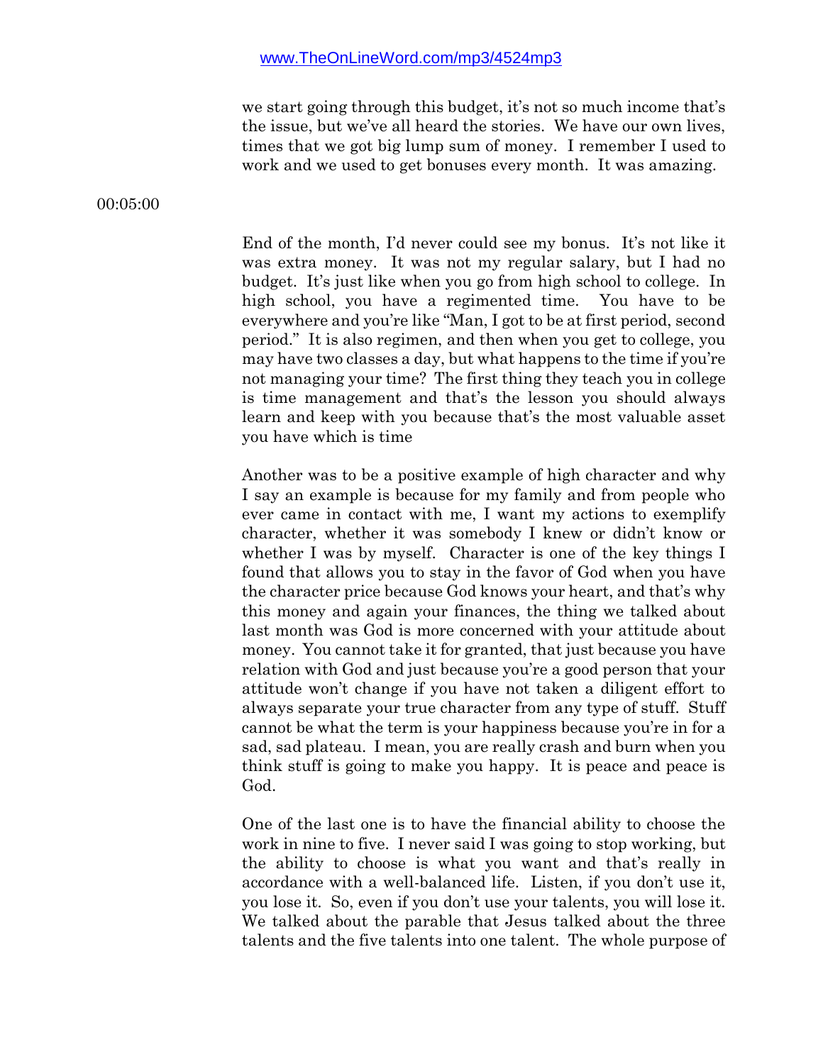we start going through this budget, it's not so much income that's the issue, but we've all heard the stories. We have our own lives, times that we got big lump sum of money. I remember I used to work and we used to get bonuses every month. It was amazing.

00:05:00

End of the month, I'd never could see my bonus. It's not like it was extra money. It was not my regular salary, but I had no budget. It's just like when you go from high school to college. In high school, you have a regimented time. You have to be everywhere and you're like "Man, I got to be at first period, second period." It is also regimen, and then when you get to college, you may have two classes a day, but what happens to the time if you're not managing your time? The first thing they teach you in college is time management and that's the lesson you should always learn and keep with you because that's the most valuable asset you have which is time

Another was to be a positive example of high character and why I say an example is because for my family and from people who ever came in contact with me, I want my actions to exemplify character, whether it was somebody I knew or didn't know or whether I was by myself. Character is one of the key things I found that allows you to stay in the favor of God when you have the character price because God knows your heart, and that's why this money and again your finances, the thing we talked about last month was God is more concerned with your attitude about money. You cannot take it for granted, that just because you have relation with God and just because you're a good person that your attitude won't change if you have not taken a diligent effort to always separate your true character from any type of stuff. Stuff cannot be what the term is your happiness because you're in for a sad, sad plateau. I mean, you are really crash and burn when you think stuff is going to make you happy. It is peace and peace is God.

One of the last one is to have the financial ability to choose the work in nine to five. I never said I was going to stop working, but the ability to choose is what you want and that's really in accordance with a well-balanced life. Listen, if you don't use it, you lose it. So, even if you don't use your talents, you will lose it. We talked about the parable that Jesus talked about the three talents and the five talents into one talent. The whole purpose of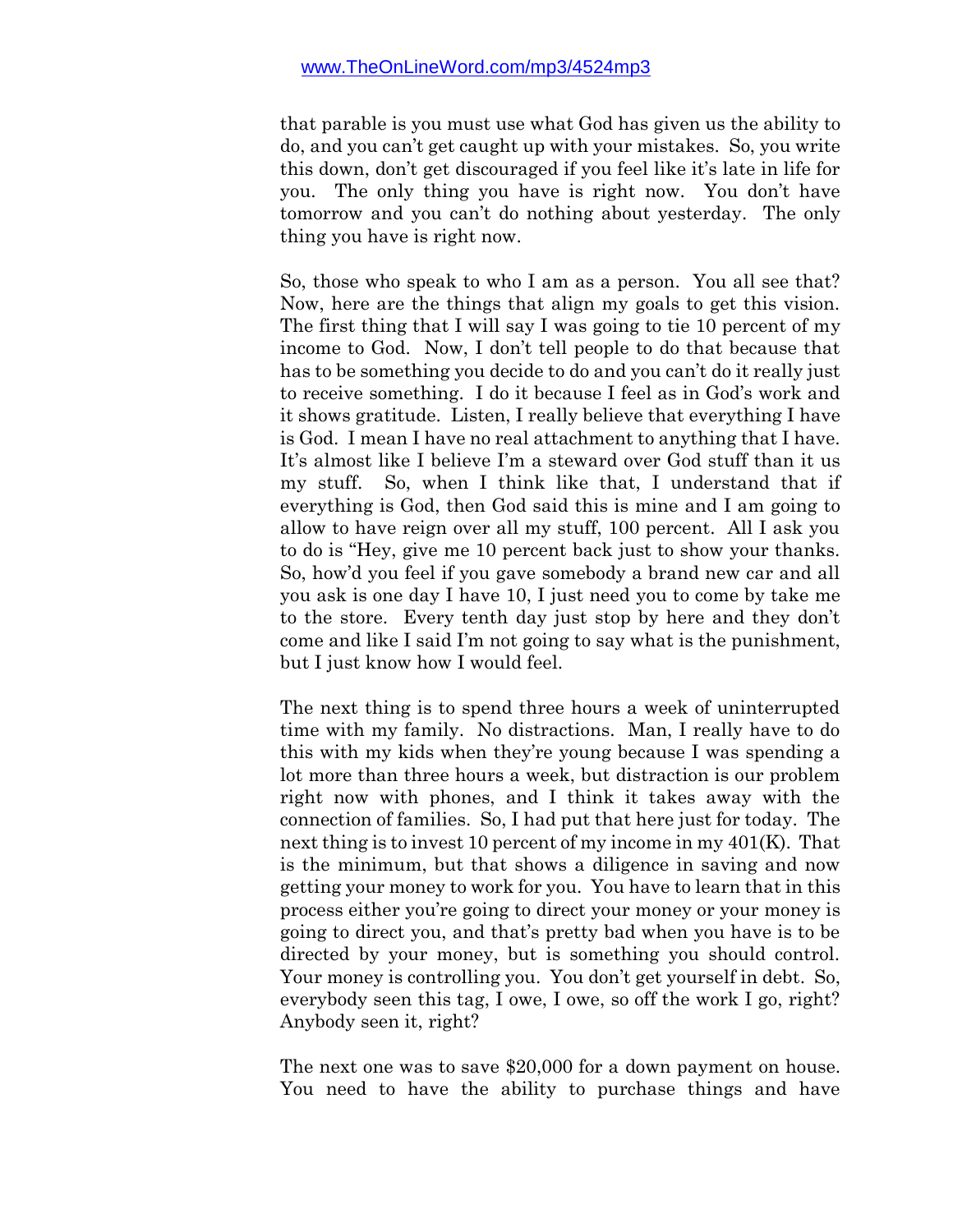that parable is you must use what God has given us the ability to do, and you can't get caught up with your mistakes. So, you write this down, don't get discouraged if you feel like it's late in life for you. The only thing you have is right now. You don't have tomorrow and you can't do nothing about yesterday. The only thing you have is right now.

So, those who speak to who I am as a person. You all see that? Now, here are the things that align my goals to get this vision. The first thing that I will say I was going to tie 10 percent of my income to God. Now, I don't tell people to do that because that has to be something you decide to do and you can't do it really just to receive something. I do it because I feel as in God's work and it shows gratitude. Listen, I really believe that everything I have is God. I mean I have no real attachment to anything that I have. It's almost like I believe I'm a steward over God stuff than it us my stuff. So, when I think like that, I understand that if everything is God, then God said this is mine and I am going to allow to have reign over all my stuff, 100 percent. All I ask you to do is "Hey, give me 10 percent back just to show your thanks. So, how'd you feel if you gave somebody a brand new car and all you ask is one day I have 10, I just need you to come by take me to the store. Every tenth day just stop by here and they don't come and like I said I'm not going to say what is the punishment, but I just know how I would feel.

The next thing is to spend three hours a week of uninterrupted time with my family. No distractions. Man, I really have to do this with my kids when they're young because I was spending a lot more than three hours a week, but distraction is our problem right now with phones, and I think it takes away with the connection of families. So, I had put that here just for today. The next thing is to invest 10 percent of my income in my 401(K). That is the minimum, but that shows a diligence in saving and now getting your money to work for you. You have to learn that in this process either you're going to direct your money or your money is going to direct you, and that's pretty bad when you have is to be directed by your money, but is something you should control. Your money is controlling you. You don't get yourself in debt. So, everybody seen this tag, I owe, I owe, so off the work I go, right? Anybody seen it, right?

The next one was to save $20,000 for a down payment on house. You need to have the ability to purchase things and have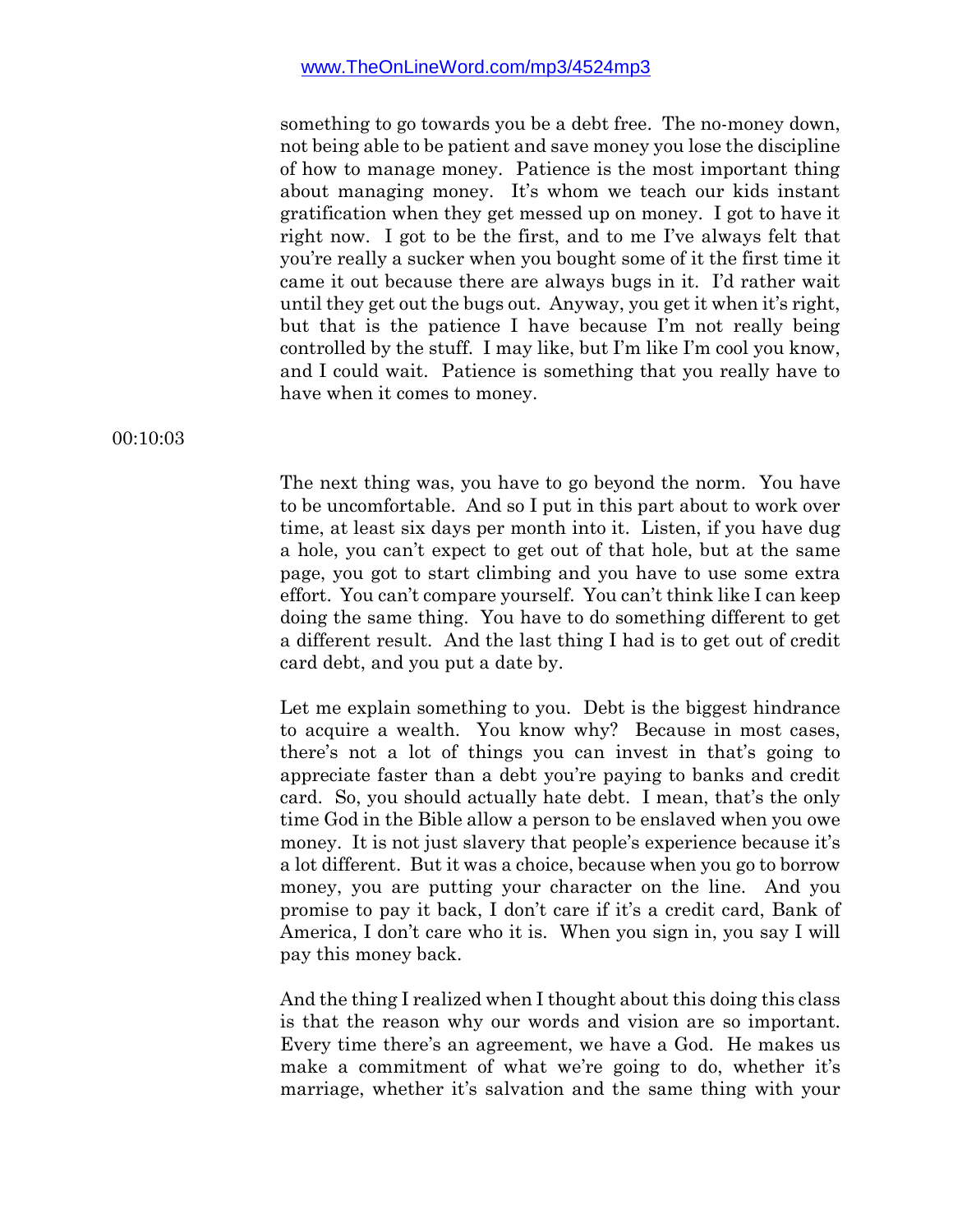something to go towards you be a debt free. The no-money down, not being able to be patient and save money you lose the discipline of how to manage money. Patience is the most important thing about managing money. It's whom we teach our kids instant gratification when they get messed up on money. I got to have it right now. I got to be the first, and to me I've always felt that you're really a sucker when you bought some of it the first time it came it out because there are always bugs in it. I'd rather wait until they get out the bugs out. Anyway, you get it when it's right, but that is the patience I have because I'm not really being controlled by the stuff. I may like, but I'm like I'm cool you know, and I could wait. Patience is something that you really have to have when it comes to money.

00:10:03

The next thing was, you have to go beyond the norm. You have to be uncomfortable. And so I put in this part about to work over time, at least six days per month into it. Listen, if you have dug a hole, you can't expect to get out of that hole, but at the same page, you got to start climbing and you have to use some extra effort. You can't compare yourself. You can't think like I can keep doing the same thing. You have to do something different to get a different result. And the last thing I had is to get out of credit card debt, and you put a date by.

Let me explain something to you. Debt is the biggest hindrance to acquire a wealth. You know why? Because in most cases, there's not a lot of things you can invest in that's going to appreciate faster than a debt you're paying to banks and credit card. So, you should actually hate debt. I mean, that's the only time God in the Bible allow a person to be enslaved when you owe money. It is not just slavery that people's experience because it's a lot different. But it was a choice, because when you go to borrow money, you are putting your character on the line. And you promise to pay it back, I don't care if it's a credit card, Bank of America, I don't care who it is. When you sign in, you say I will pay this money back.

And the thing I realized when I thought about this doing this class is that the reason why our words and vision are so important. Every time there's an agreement, we have a God. He makes us make a commitment of what we're going to do, whether it's marriage, whether it's salvation and the same thing with your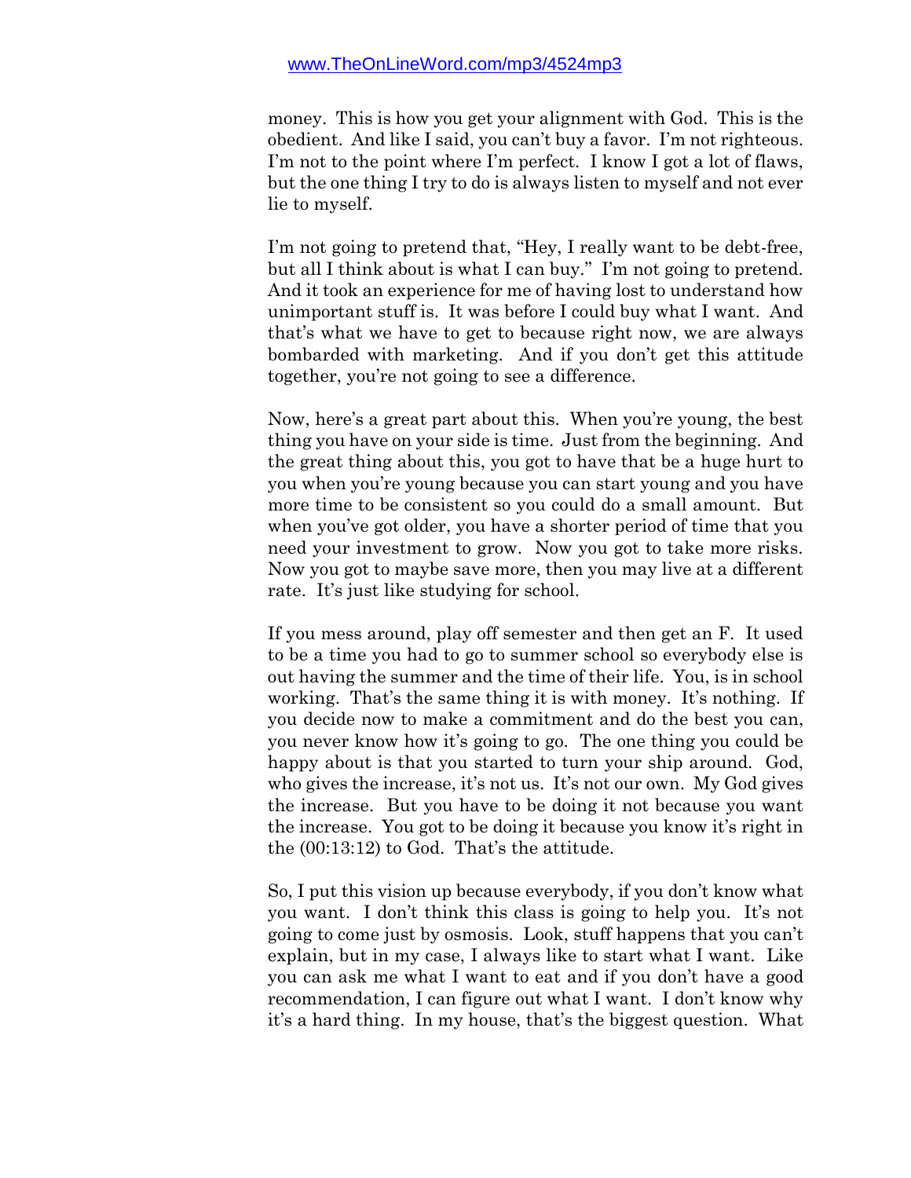money. This is how you get your alignment with God. This is the obedient. And like I said, you can't buy a favor. I'm not righteous. I'm not to the point where I'm perfect. I know I got a lot of flaws, but the one thing I try to do is always listen to myself and not ever lie to myself.

I'm not going to pretend that, "Hey, I really want to be debt-free, but all I think about is what I can buy." I'm not going to pretend. And it took an experience for me of having lost to understand how unimportant stuff is. It was before I could buy what I want. And that's what we have to get to because right now, we are always bombarded with marketing. And if you don't get this attitude together, you're not going to see a difference.

Now, here's a great part about this. When you're young, the best thing you have on your side is time. Just from the beginning. And the great thing about this, you got to have that be a huge hurt to you when you're young because you can start young and you have more time to be consistent so you could do a small amount. But when you've got older, you have a shorter period of time that you need your investment to grow. Now you got to take more risks. Now you got to maybe save more, then you may live at a different rate. It's just like studying for school.

If you mess around, play off semester and then get an F. It used to be a time you had to go to summer school so everybody else is out having the summer and the time of their life. You, is in school working. That's the same thing it is with money. It's nothing. If you decide now to make a commitment and do the best you can, you never know how it's going to go. The one thing you could be happy about is that you started to turn your ship around. God, who gives the increase, it's not us. It's not our own. My God gives the increase. But you have to be doing it not because you want the increase. You got to be doing it because you know it's right in the (00:13:12) to God. That's the attitude.

So, I put this vision up because everybody, if you don't know what you want. I don't think this class is going to help you. It's not going to come just by osmosis. Look, stuff happens that you can't explain, but in my case, I always like to start what I want. Like you can ask me what I want to eat and if you don't have a good recommendation, I can figure out what I want. I don't know why it's a hard thing. In my house, that's the biggest question. What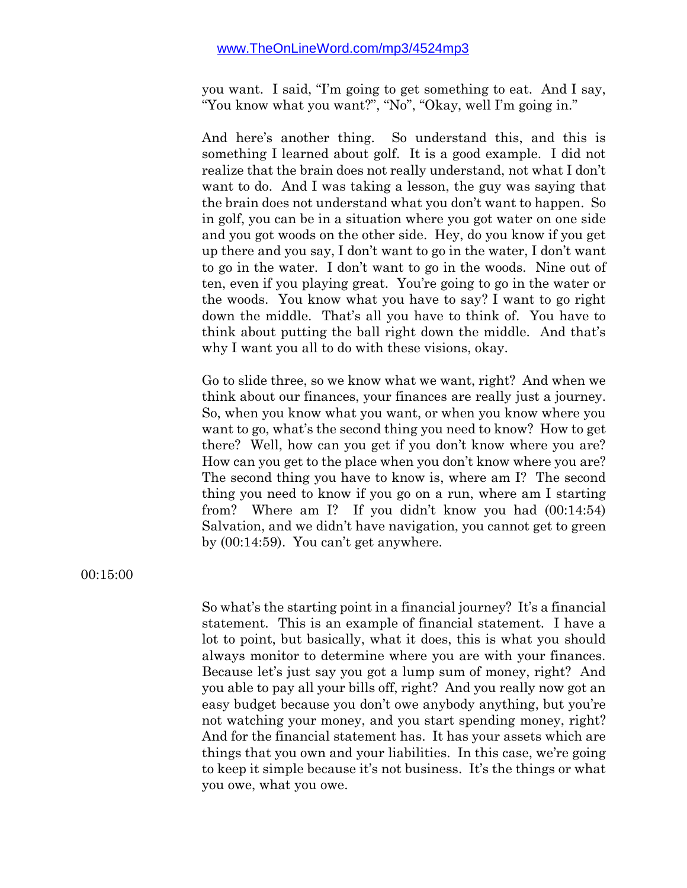you want. I said, "I'm going to get something to eat. And I say, "You know what you want?", "No", "Okay, well I'm going in."

And here's another thing. So understand this, and this is something I learned about golf. It is a good example. I did not realize that the brain does not really understand, not what I don't want to do. And I was taking a lesson, the guy was saying that the brain does not understand what you don't want to happen. So in golf, you can be in a situation where you got water on one side and you got woods on the other side. Hey, do you know if you get up there and you say, I don't want to go in the water, I don't want to go in the water. I don't want to go in the woods. Nine out of ten, even if you playing great. You're going to go in the water or the woods. You know what you have to say? I want to go right down the middle. That's all you have to think of. You have to think about putting the ball right down the middle. And that's why I want you all to do with these visions, okay.

Go to slide three, so we know what we want, right? And when we think about our finances, your finances are really just a journey. So, when you know what you want, or when you know where you want to go, what's the second thing you need to know? How to get there? Well, how can you get if you don't know where you are? How can you get to the place when you don't know where you are? The second thing you have to know is, where am I? The second thing you need to know if you go on a run, where am I starting from? Where am I? If you didn't know you had (00:14:54) Salvation, and we didn't have navigation, you cannot get to green by (00:14:59). You can't get anywhere.

00:15:00

So what's the starting point in a financial journey? It's a financial statement. This is an example of financial statement. I have a lot to point, but basically, what it does, this is what you should always monitor to determine where you are with your finances. Because let's just say you got a lump sum of money, right? And you able to pay all your bills off, right? And you really now got an easy budget because you don't owe anybody anything, but you're not watching your money, and you start spending money, right? And for the financial statement has. It has your assets which are things that you own and your liabilities. In this case, we're going to keep it simple because it's not business. It's the things or what you owe, what you owe.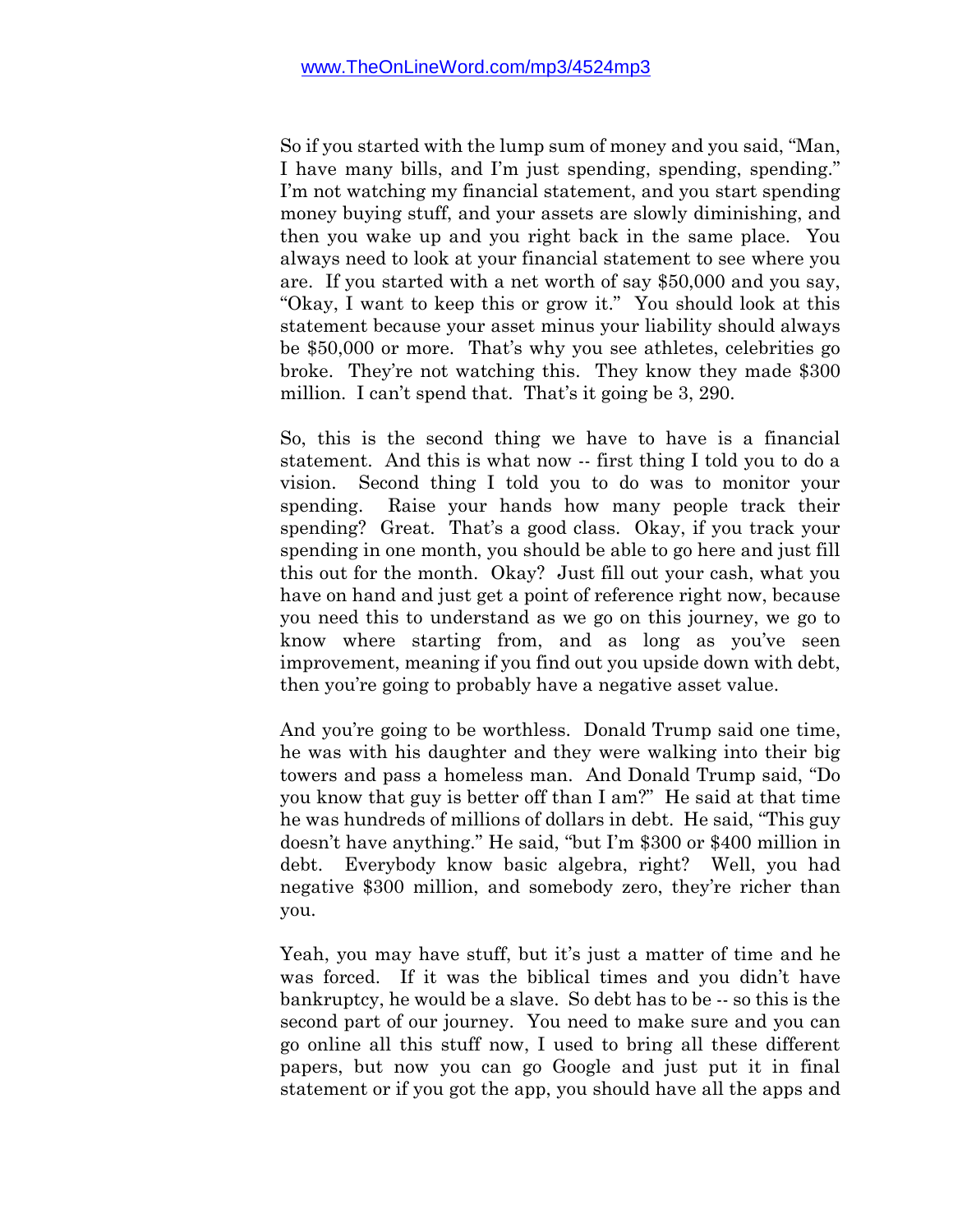So if you started with the lump sum of money and you said, "Man, I have many bills, and I'm just spending, spending, spending." I'm not watching my financial statement, and you start spending money buying stuff, and your assets are slowly diminishing, and then you wake up and you right back in the same place. You always need to look at your financial statement to see where you are. If you started with a net worth of say $50,000 and you say, "Okay, I want to keep this or grow it." You should look at this statement because your asset minus your liability should always be $50,000 or more. That's why you see athletes, celebrities go broke. They're not watching this. They know they made $300 million. I can't spend that. That's it going be 3, 290.

So, this is the second thing we have to have is a financial statement. And this is what now -- first thing I told you to do a vision. Second thing I told you to do was to monitor your spending. Raise your hands how many people track their spending? Great. That's a good class. Okay, if you track your spending in one month, you should be able to go here and just fill this out for the month. Okay? Just fill out your cash, what you have on hand and just get a point of reference right now, because you need this to understand as we go on this journey, we go to know where starting from, and as long as you've seen improvement, meaning if you find out you upside down with debt, then you're going to probably have a negative asset value.

And you're going to be worthless. Donald Trump said one time, he was with his daughter and they were walking into their big towers and pass a homeless man. And Donald Trump said, "Do you know that guy is better off than I am?" He said at that time he was hundreds of millions of dollars in debt. He said, "This guy doesn't have anything." He said, "but I'm $300 or $400 million in debt. Everybody know basic algebra, right? Well, you had negative $300 million, and somebody zero, they're richer than you.

Yeah, you may have stuff, but it's just a matter of time and he was forced. If it was the biblical times and you didn't have bankruptcy, he would be a slave. So debt has to be -- so this is the second part of our journey. You need to make sure and you can go online all this stuff now, I used to bring all these different papers, but now you can go Google and just put it in final statement or if you got the app, you should have all the apps and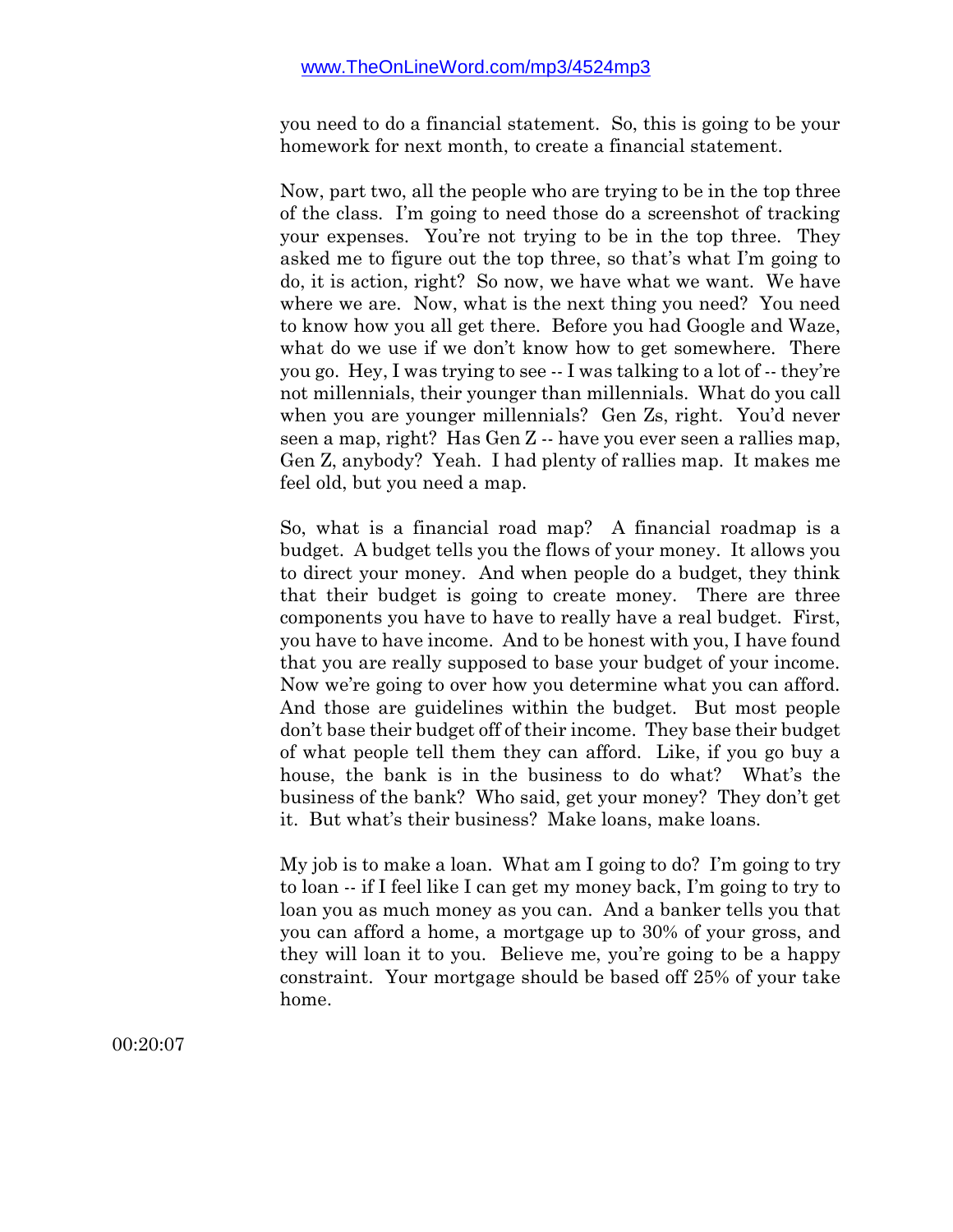you need to do a financial statement. So, this is going to be your homework for next month, to create a financial statement.

Now, part two, all the people who are trying to be in the top three of the class. I'm going to need those do a screenshot of tracking your expenses. You're not trying to be in the top three. They asked me to figure out the top three, so that's what I'm going to do, it is action, right? So now, we have what we want. We have where we are. Now, what is the next thing you need? You need to know how you all get there. Before you had Google and Waze, what do we use if we don't know how to get somewhere. There you go. Hey, I was trying to see -- I was talking to a lot of -- they're not millennials, their younger than millennials. What do you call when you are younger millennials? Gen Zs, right. You'd never seen a map, right? Has Gen Z -- have you ever seen a rallies map, Gen Z, anybody? Yeah. I had plenty of rallies map. It makes me feel old, but you need a map.

So, what is a financial road map? A financial roadmap is a budget. A budget tells you the flows of your money. It allows you to direct your money. And when people do a budget, they think that their budget is going to create money. There are three components you have to have to really have a real budget. First, you have to have income. And to be honest with you, I have found that you are really supposed to base your budget of your income. Now we're going to over how you determine what you can afford. And those are guidelines within the budget. But most people don't base their budget off of their income. They base their budget of what people tell them they can afford. Like, if you go buy a house, the bank is in the business to do what? What's the business of the bank? Who said, get your money? They don't get it. But what's their business? Make loans, make loans.

My job is to make a loan. What am I going to do? I'm going to try to loan -- if I feel like I can get my money back, I'm going to try to loan you as much money as you can. And a banker tells you that you can afford a home, a mortgage up to 30% of your gross, and they will loan it to you. Believe me, you're going to be a happy constraint. Your mortgage should be based off 25% of your take home.

00:20:07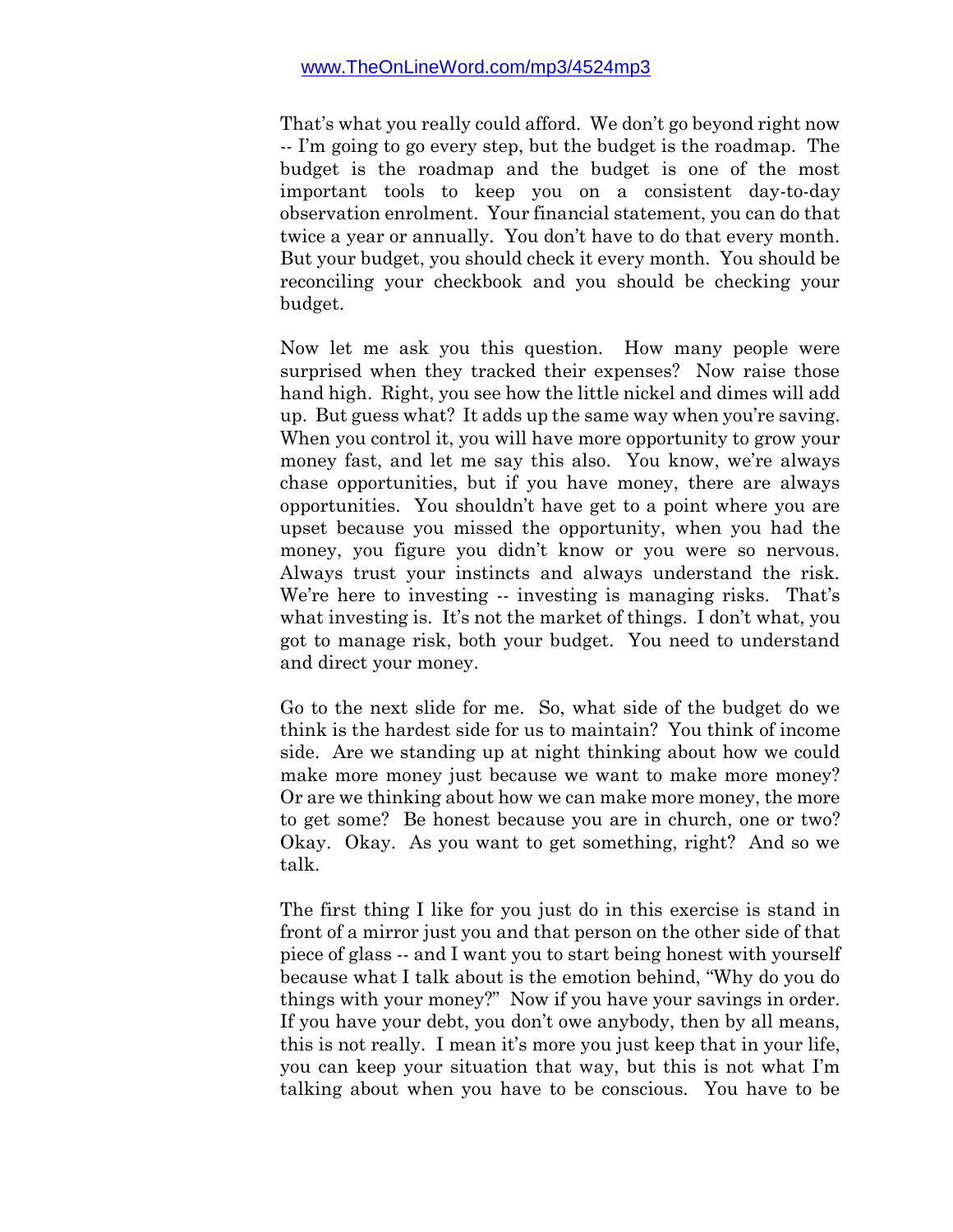That's what you really could afford. We don't go beyond right now -- I'm going to go every step, but the budget is the roadmap. The budget is the roadmap and the budget is one of the most important tools to keep you on a consistent day-to-day observation enrolment. Your financial statement, you can do that twice a year or annually. You don't have to do that every month. But your budget, you should check it every month. You should be reconciling your checkbook and you should be checking your budget.

Now let me ask you this question. How many people were surprised when they tracked their expenses? Now raise those hand high. Right, you see how the little nickel and dimes will add up. But guess what? It adds up the same way when you're saving. When you control it, you will have more opportunity to grow your money fast, and let me say this also. You know, we're always chase opportunities, but if you have money, there are always opportunities. You shouldn't have get to a point where you are upset because you missed the opportunity, when you had the money, you figure you didn't know or you were so nervous. Always trust your instincts and always understand the risk. We're here to investing -- investing is managing risks. That's what investing is. It's not the market of things. I don't what, you got to manage risk, both your budget. You need to understand and direct your money.

Go to the next slide for me. So, what side of the budget do we think is the hardest side for us to maintain? You think of income side. Are we standing up at night thinking about how we could make more money just because we want to make more money? Or are we thinking about how we can make more money, the more to get some? Be honest because you are in church, one or two? Okay. Okay. As you want to get something, right? And so we talk.

The first thing I like for you just do in this exercise is stand in front of a mirror just you and that person on the other side of that piece of glass -- and I want you to start being honest with yourself because what I talk about is the emotion behind, "Why do you do things with your money?" Now if you have your savings in order. If you have your debt, you don't owe anybody, then by all means, this is not really. I mean it's more you just keep that in your life, you can keep your situation that way, but this is not what I'm talking about when you have to be conscious. You have to be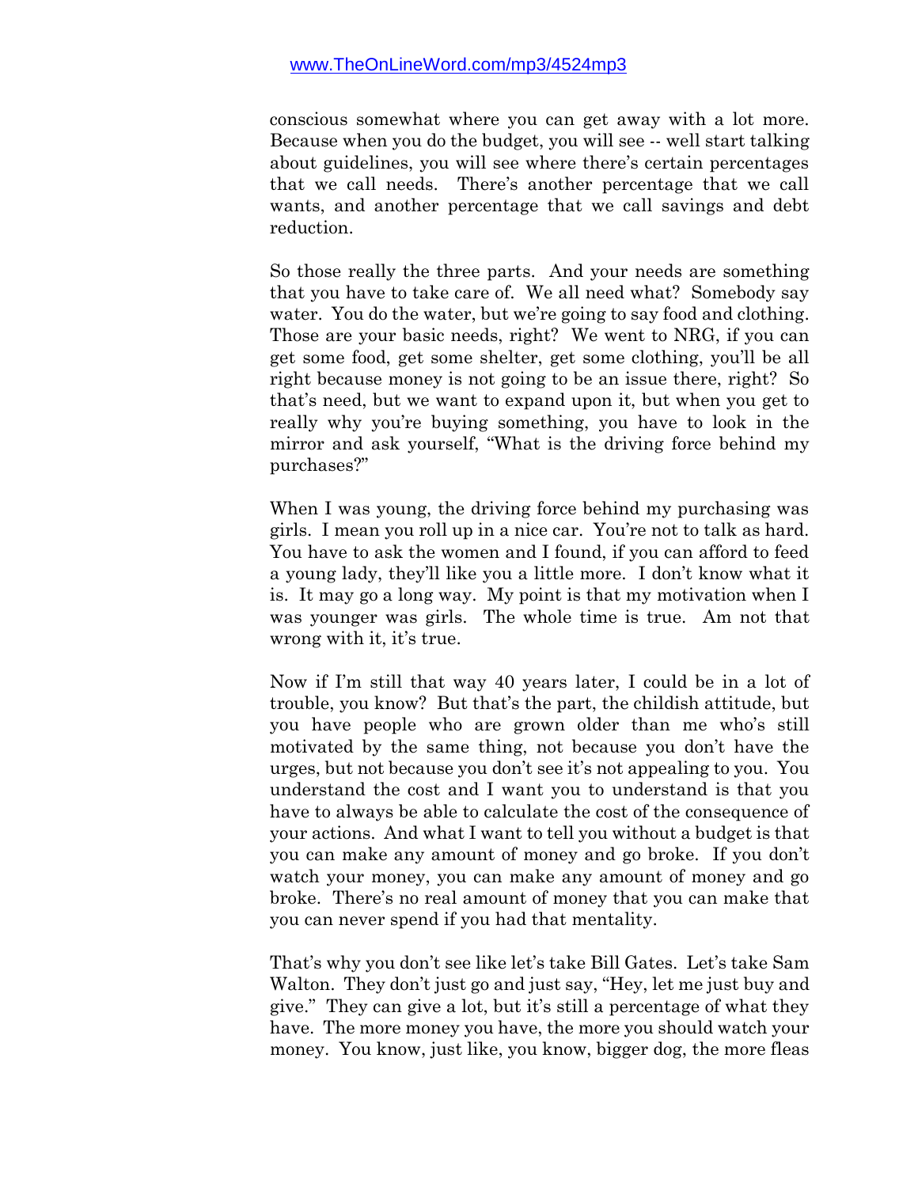conscious somewhat where you can get away with a lot more. Because when you do the budget, you will see -- well start talking about guidelines, you will see where there's certain percentages that we call needs. There's another percentage that we call wants, and another percentage that we call savings and debt reduction.

So those really the three parts. And your needs are something that you have to take care of. We all need what? Somebody say water. You do the water, but we're going to say food and clothing. Those are your basic needs, right? We went to NRG, if you can get some food, get some shelter, get some clothing, you'll be all right because money is not going to be an issue there, right? So that's need, but we want to expand upon it, but when you get to really why you're buying something, you have to look in the mirror and ask yourself, "What is the driving force behind my purchases?"

When I was young, the driving force behind my purchasing was girls. I mean you roll up in a nice car. You're not to talk as hard. You have to ask the women and I found, if you can afford to feed a young lady, they'll like you a little more. I don't know what it is. It may go a long way. My point is that my motivation when I was younger was girls. The whole time is true. Am not that wrong with it, it's true.

Now if I'm still that way 40 years later, I could be in a lot of trouble, you know? But that's the part, the childish attitude, but you have people who are grown older than me who's still motivated by the same thing, not because you don't have the urges, but not because you don't see it's not appealing to you. You understand the cost and I want you to understand is that you have to always be able to calculate the cost of the consequence of your actions. And what I want to tell you without a budget is that you can make any amount of money and go broke. If you don't watch your money, you can make any amount of money and go broke. There's no real amount of money that you can make that you can never spend if you had that mentality.

That's why you don't see like let's take Bill Gates. Let's take Sam Walton. They don't just go and just say, "Hey, let me just buy and give." They can give a lot, but it's still a percentage of what they have. The more money you have, the more you should watch your money. You know, just like, you know, bigger dog, the more fleas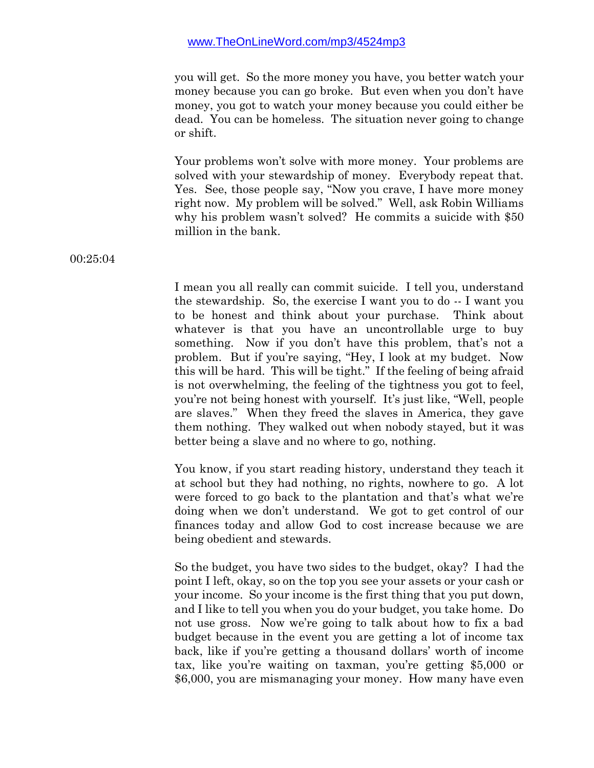you will get. So the more money you have, you better watch your money because you can go broke. But even when you don't have money, you got to watch your money because you could either be dead. You can be homeless. The situation never going to change or shift.

Your problems won't solve with more money. Your problems are solved with your stewardship of money. Everybody repeat that. Yes. See, those people say, "Now you crave, I have more money right now. My problem will be solved." Well, ask Robin Williams why his problem wasn't solved? He commits a suicide with $50 million in the bank.

00:25:04

I mean you all really can commit suicide. I tell you, understand the stewardship. So, the exercise I want you to do -- I want you to be honest and think about your purchase. Think about whatever is that you have an uncontrollable urge to buy something. Now if you don't have this problem, that's not a problem. But if you're saying, "Hey, I look at my budget. Now this will be hard. This will be tight." If the feeling of being afraid is not overwhelming, the feeling of the tightness you got to feel, you're not being honest with yourself. It's just like, "Well, people are slaves." When they freed the slaves in America, they gave them nothing. They walked out when nobody stayed, but it was better being a slave and no where to go, nothing.

You know, if you start reading history, understand they teach it at school but they had nothing, no rights, nowhere to go. A lot were forced to go back to the plantation and that's what we're doing when we don't understand. We got to get control of our finances today and allow God to cost increase because we are being obedient and stewards.

So the budget, you have two sides to the budget, okay? I had the point I left, okay, so on the top you see your assets or your cash or your income. So your income is the first thing that you put down, and I like to tell you when you do your budget, you take home. Do not use gross. Now we're going to talk about how to fix a bad budget because in the event you are getting a lot of income tax back, like if you're getting a thousand dollars' worth of income tax, like you're waiting on taxman, you're getting $5,000 or $6,000, you are mismanaging your money. How many have even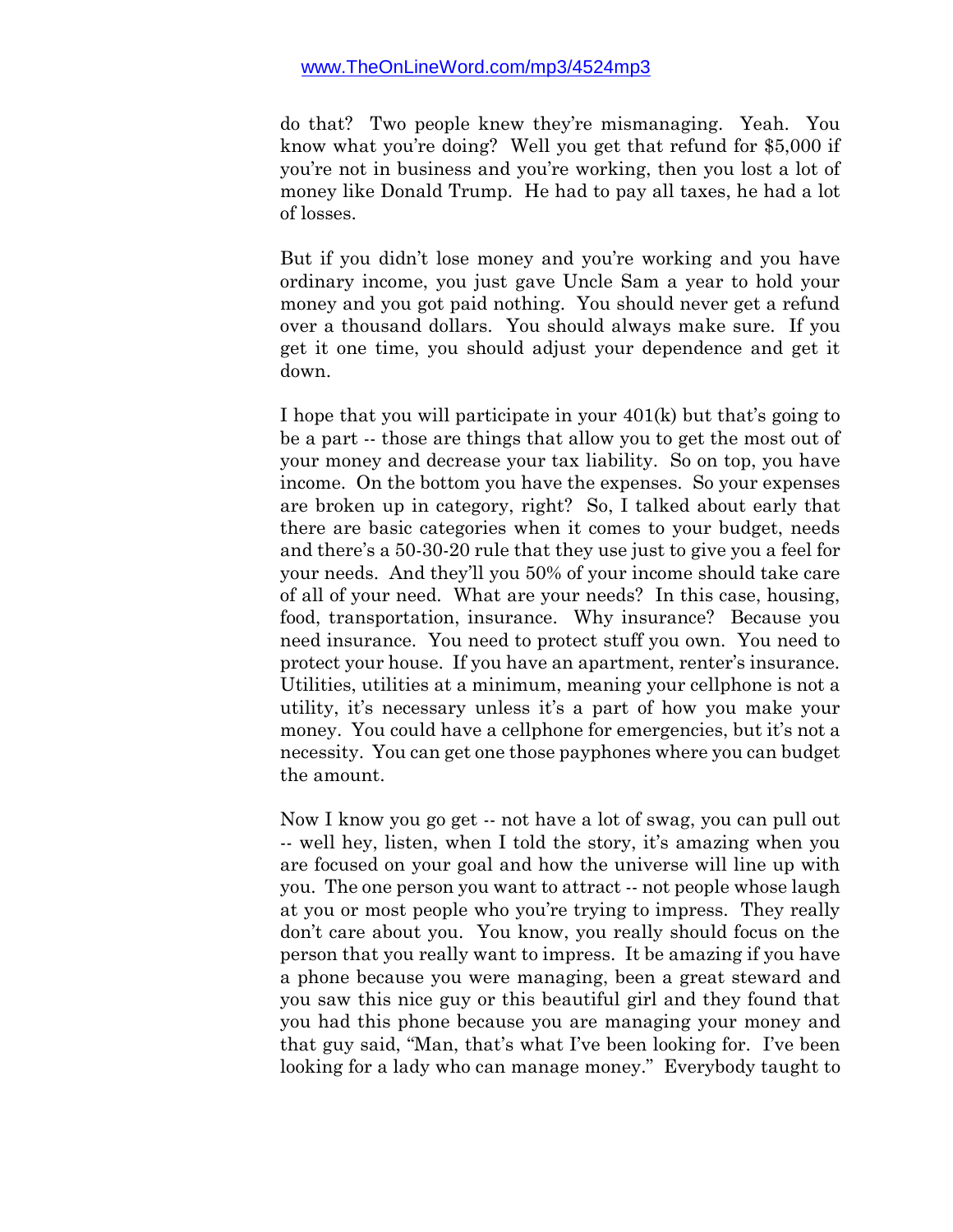do that? Two people knew they're mismanaging. Yeah. You know what you're doing? Well you get that refund for $5,000 if you're not in business and you're working, then you lost a lot of money like Donald Trump. He had to pay all taxes, he had a lot of losses.

But if you didn't lose money and you're working and you have ordinary income, you just gave Uncle Sam a year to hold your money and you got paid nothing. You should never get a refund over a thousand dollars. You should always make sure. If you get it one time, you should adjust your dependence and get it down.

I hope that you will participate in your 401(k) but that's going to be a part -- those are things that allow you to get the most out of your money and decrease your tax liability. So on top, you have income. On the bottom you have the expenses. So your expenses are broken up in category, right? So, I talked about early that there are basic categories when it comes to your budget, needs and there's a 50-30-20 rule that they use just to give you a feel for your needs. And they'll you 50% of your income should take care of all of your need. What are your needs? In this case, housing, food, transportation, insurance. Why insurance? Because you need insurance. You need to protect stuff you own. You need to protect your house. If you have an apartment, renter's insurance. Utilities, utilities at a minimum, meaning your cellphone is not a utility, it's necessary unless it's a part of how you make your money. You could have a cellphone for emergencies, but it's not a necessity. You can get one those payphones where you can budget the amount.

Now I know you go get -- not have a lot of swag, you can pull out -- well hey, listen, when I told the story, it's amazing when you are focused on your goal and how the universe will line up with you. The one person you want to attract -- not people whose laugh at you or most people who you're trying to impress. They really don't care about you. You know, you really should focus on the person that you really want to impress. It be amazing if you have a phone because you were managing, been a great steward and you saw this nice guy or this beautiful girl and they found that you had this phone because you are managing your money and that guy said, "Man, that's what I've been looking for. I've been looking for a lady who can manage money." Everybody taught to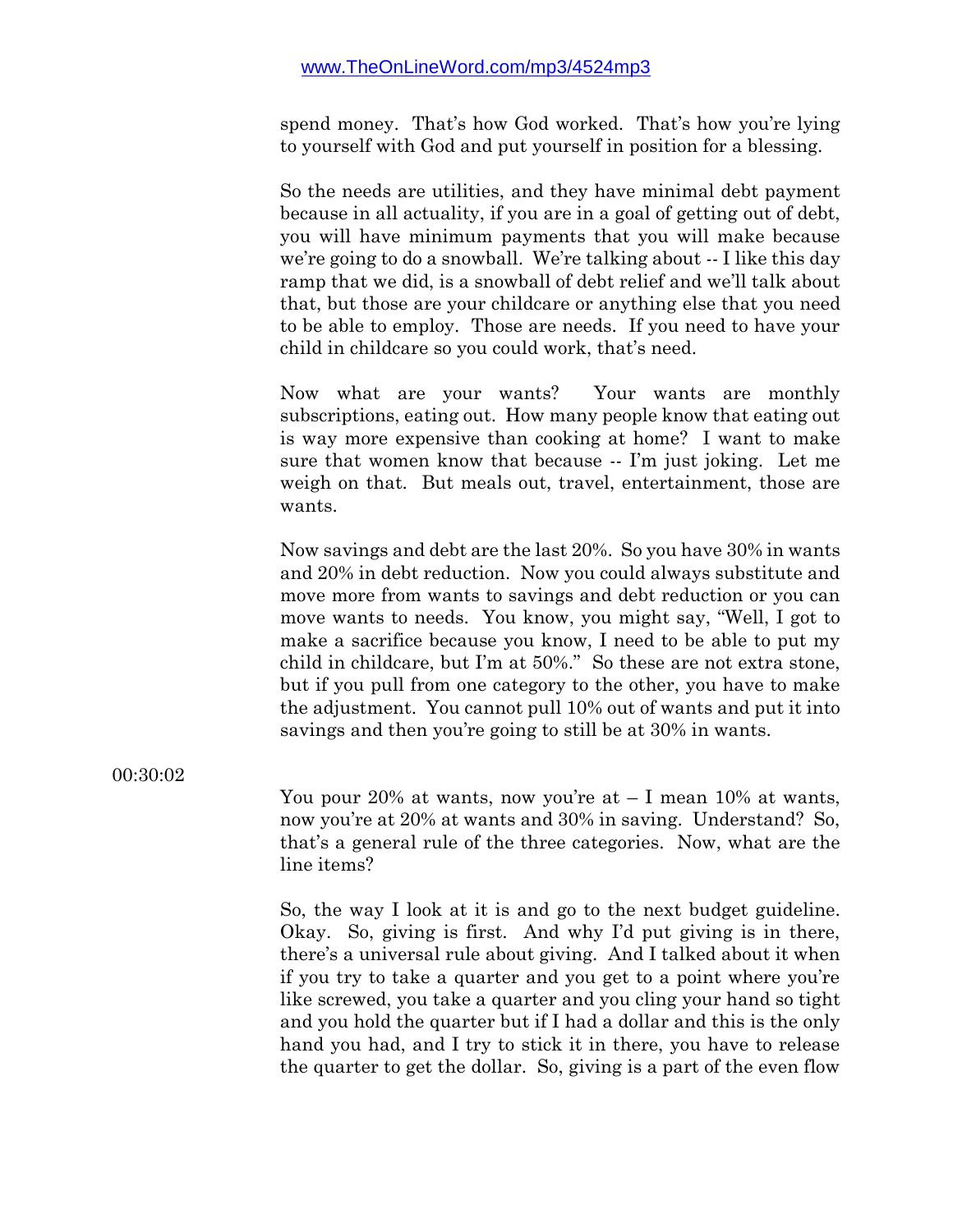spend money. That's how God worked. That's how you're lying to yourself with God and put yourself in position for a blessing.

So the needs are utilities, and they have minimal debt payment because in all actuality, if you are in a goal of getting out of debt, you will have minimum payments that you will make because we're going to do a snowball. We're talking about -- I like this day ramp that we did, is a snowball of debt relief and we'll talk about that, but those are your childcare or anything else that you need to be able to employ. Those are needs. If you need to have your child in childcare so you could work, that's need.

Now what are your wants? Your wants are monthly subscriptions, eating out. How many people know that eating out is way more expensive than cooking at home? I want to make sure that women know that because -- I'm just joking. Let me weigh on that. But meals out, travel, entertainment, those are wants.

Now savings and debt are the last 20%. So you have 30% in wants and 20% in debt reduction. Now you could always substitute and move more from wants to savings and debt reduction or you can move wants to needs. You know, you might say, "Well, I got to make a sacrifice because you know, I need to be able to put my child in childcare, but I'm at 50%." So these are not extra stone, but if you pull from one category to the other, you have to make the adjustment. You cannot pull 10% out of wants and put it into savings and then you're going to still be at 30% in wants.

00:30:02

You pour 20% at wants, now you're at – I mean 10% at wants, now you're at 20% at wants and 30% in saving. Understand? So, that's a general rule of the three categories. Now, what are the line items?

So, the way I look at it is and go to the next budget guideline. Okay. So, giving is first. And why I'd put giving is in there, there's a universal rule about giving. And I talked about it when if you try to take a quarter and you get to a point where you're like screwed, you take a quarter and you cling your hand so tight and you hold the quarter but if I had a dollar and this is the only hand you had, and I try to stick it in there, you have to release the quarter to get the dollar. So, giving is a part of the even flow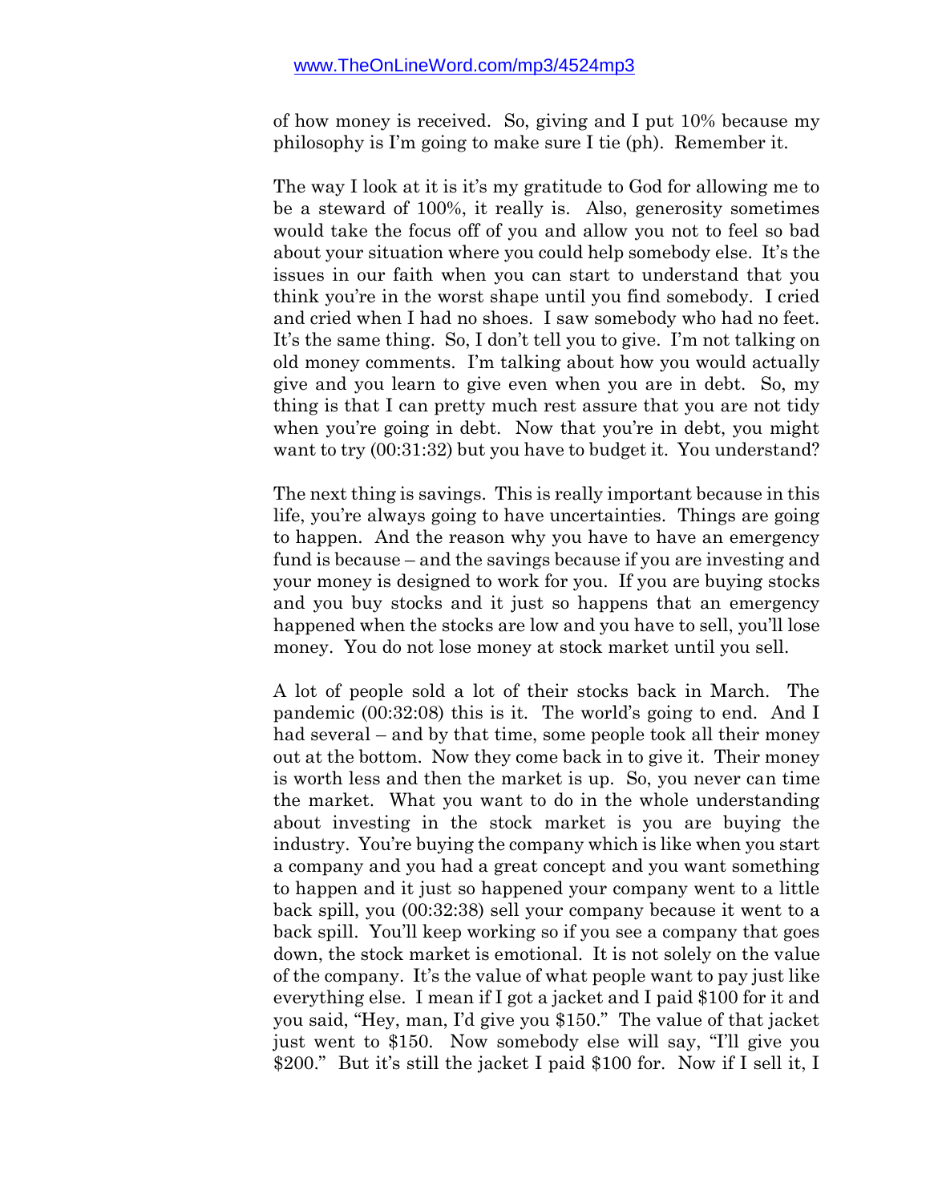of how money is received. So, giving and I put 10% because my philosophy is I'm going to make sure I tie (ph). Remember it.

The way I look at it is it's my gratitude to God for allowing me to be a steward of 100%, it really is. Also, generosity sometimes would take the focus off of you and allow you not to feel so bad about your situation where you could help somebody else. It's the issues in our faith when you can start to understand that you think you're in the worst shape until you find somebody. I cried and cried when I had no shoes. I saw somebody who had no feet. It's the same thing. So, I don't tell you to give. I'm not talking on old money comments. I'm talking about how you would actually give and you learn to give even when you are in debt. So, my thing is that I can pretty much rest assure that you are not tidy when you're going in debt. Now that you're in debt, you might want to try (00:31:32) but you have to budget it. You understand?

The next thing is savings. This is really important because in this life, you're always going to have uncertainties. Things are going to happen. And the reason why you have to have an emergency fund is because – and the savings because if you are investing and your money is designed to work for you. If you are buying stocks and you buy stocks and it just so happens that an emergency happened when the stocks are low and you have to sell, you'll lose money. You do not lose money at stock market until you sell.

A lot of people sold a lot of their stocks back in March. The pandemic (00:32:08) this is it. The world's going to end. And I had several – and by that time, some people took all their money out at the bottom. Now they come back in to give it. Their money is worth less and then the market is up. So, you never can time the market. What you want to do in the whole understanding about investing in the stock market is you are buying the industry. You're buying the company which is like when you start a company and you had a great concept and you want something to happen and it just so happened your company went to a little back spill, you (00:32:38) sell your company because it went to a back spill. You'll keep working so if you see a company that goes down, the stock market is emotional. It is not solely on the value of the company. It's the value of what people want to pay just like everything else. I mean if I got a jacket and I paid $100 for it and you said, "Hey, man, I'd give you $150." The value of that jacket just went to $150. Now somebody else will say, "I'll give you $200." But it's still the jacket I paid $100 for. Now if I sell it, I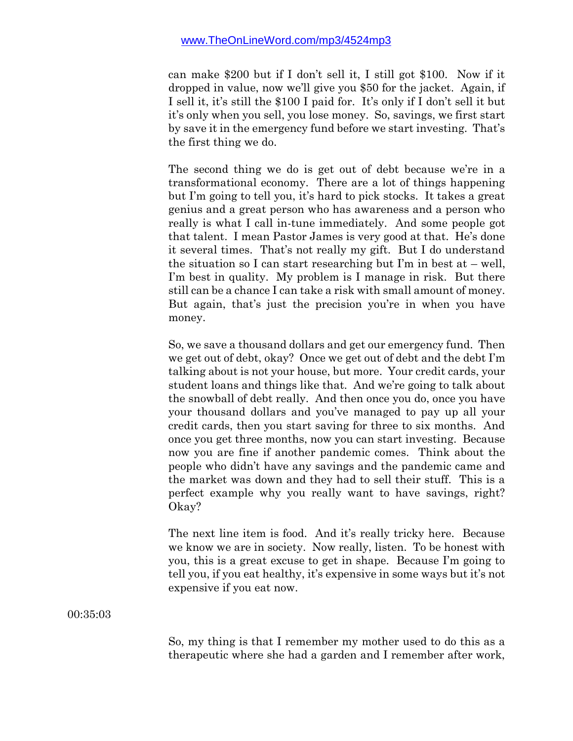can make $200 but if I don't sell it, I still got $100. Now if it dropped in value, now we'll give you $50 for the jacket. Again, if I sell it, it's still the $100 I paid for. It's only if I don't sell it but it's only when you sell, you lose money. So, savings, we first start by save it in the emergency fund before we start investing. That's the first thing we do.

The second thing we do is get out of debt because we're in a transformational economy. There are a lot of things happening but I'm going to tell you, it's hard to pick stocks. It takes a great genius and a great person who has awareness and a person who really is what I call in-tune immediately. And some people got that talent. I mean Pastor James is very good at that. He's done it several times. That's not really my gift. But I do understand the situation so I can start researching but I'm in best at – well, I'm best in quality. My problem is I manage in risk. But there still can be a chance I can take a risk with small amount of money. But again, that's just the precision you're in when you have money.

So, we save a thousand dollars and get our emergency fund. Then we get out of debt, okay? Once we get out of debt and the debt I'm talking about is not your house, but more. Your credit cards, your student loans and things like that. And we're going to talk about the snowball of debt really. And then once you do, once you have your thousand dollars and you've managed to pay up all your credit cards, then you start saving for three to six months. And once you get three months, now you can start investing. Because now you are fine if another pandemic comes. Think about the people who didn't have any savings and the pandemic came and the market was down and they had to sell their stuff. This is a perfect example why you really want to have savings, right? Okay?

The next line item is food. And it's really tricky here. Because we know we are in society. Now really, listen. To be honest with you, this is a great excuse to get in shape. Because I'm going to tell you, if you eat healthy, it's expensive in some ways but it's not expensive if you eat now.

00:35:03

So, my thing is that I remember my mother used to do this as a therapeutic where she had a garden and I remember after work,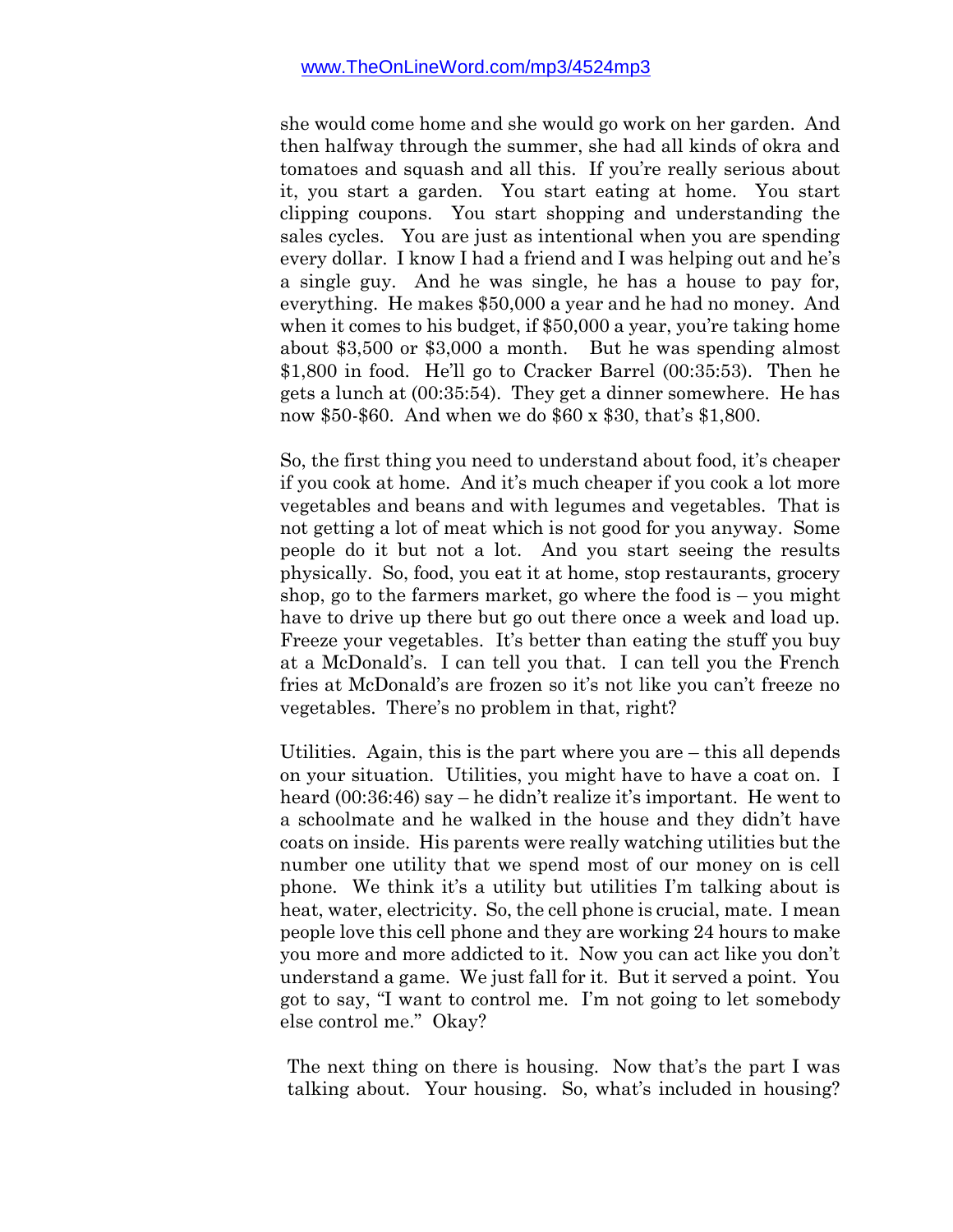she would come home and she would go work on her garden. And then halfway through the summer, she had all kinds of okra and tomatoes and squash and all this. If you're really serious about it, you start a garden. You start eating at home. You start clipping coupons. You start shopping and understanding the sales cycles. You are just as intentional when you are spending every dollar. I know I had a friend and I was helping out and he's a single guy. And he was single, he has a house to pay for, everything. He makes $50,000 a year and he had no money. And when it comes to his budget, if $50,000 a year, you're taking home about $3,500 or $3,000 a month. But he was spending almost $1,800 in food. He'll go to Cracker Barrel (00:35:53). Then he gets a lunch at (00:35:54). They get a dinner somewhere. He has now $50-$60. And when we do $60 x $30, that's $1,800.

So, the first thing you need to understand about food, it's cheaper if you cook at home. And it's much cheaper if you cook a lot more vegetables and beans and with legumes and vegetables. That is not getting a lot of meat which is not good for you anyway. Some people do it but not a lot. And you start seeing the results physically. So, food, you eat it at home, stop restaurants, grocery shop, go to the farmers market, go where the food is – you might have to drive up there but go out there once a week and load up. Freeze your vegetables. It's better than eating the stuff you buy at a McDonald's. I can tell you that. I can tell you the French fries at McDonald's are frozen so it's not like you can't freeze no vegetables. There's no problem in that, right?

Utilities. Again, this is the part where you are – this all depends on your situation. Utilities, you might have to have a coat on. I heard (00:36:46) say – he didn't realize it's important. He went to a schoolmate and he walked in the house and they didn't have coats on inside. His parents were really watching utilities but the number one utility that we spend most of our money on is cell phone. We think it's a utility but utilities I'm talking about is heat, water, electricity. So, the cell phone is crucial, mate. I mean people love this cell phone and they are working 24 hours to make you more and more addicted to it. Now you can act like you don't understand a game. We just fall for it. But it served a point. You got to say, "I want to control me. I'm not going to let somebody else control me." Okay?

The next thing on there is housing. Now that's the part I was talking about. Your housing. So, what's included in housing?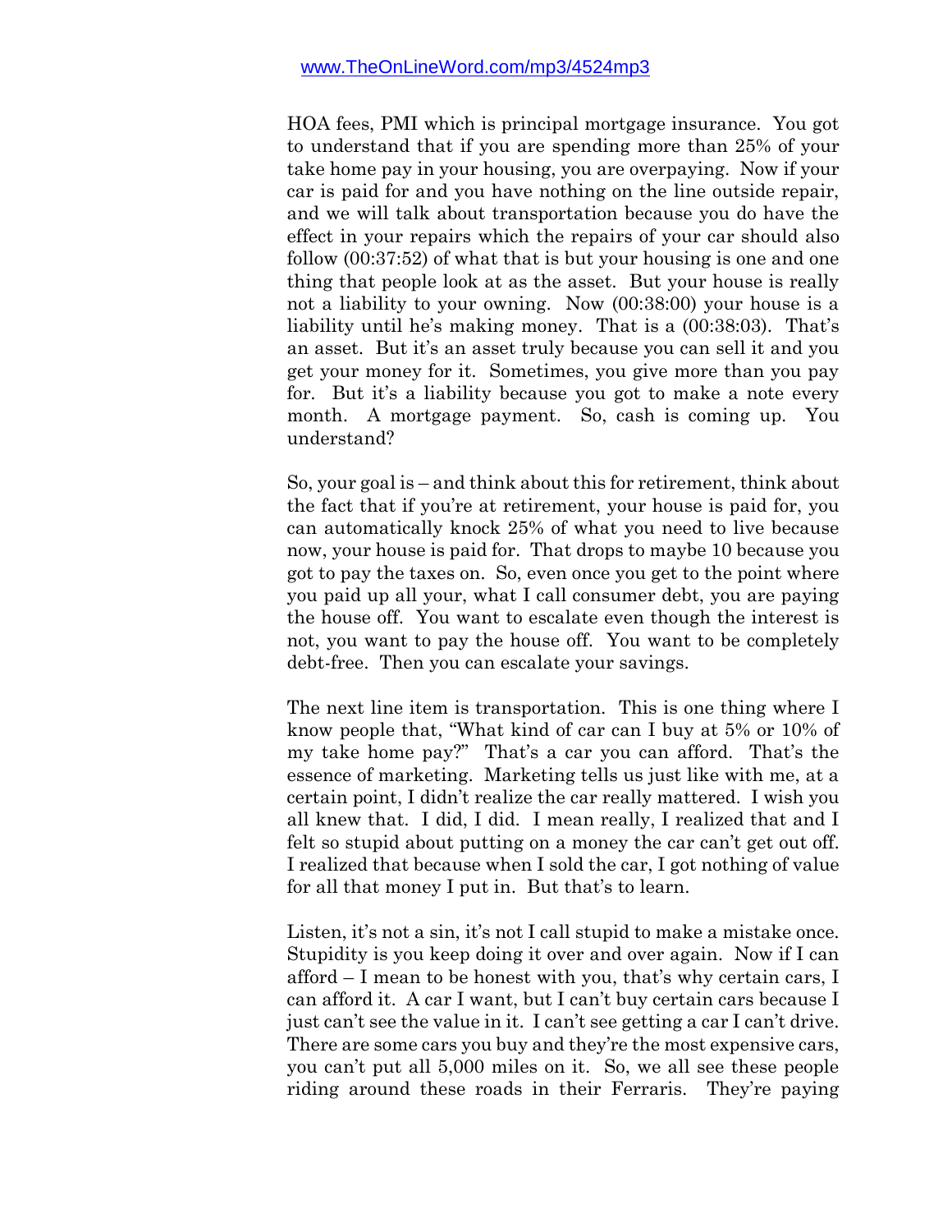HOA fees, PMI which is principal mortgage insurance. You got to understand that if you are spending more than 25% of your take home pay in your housing, you are overpaying. Now if your car is paid for and you have nothing on the line outside repair, and we will talk about transportation because you do have the effect in your repairs which the repairs of your car should also follow (00:37:52) of what that is but your housing is one and one thing that people look at as the asset. But your house is really not a liability to your owning. Now (00:38:00) your house is a liability until he's making money. That is a (00:38:03). That's an asset. But it's an asset truly because you can sell it and you get your money for it. Sometimes, you give more than you pay for. But it's a liability because you got to make a note every month. A mortgage payment. So, cash is coming up. You understand?

So, your goal is – and think about this for retirement, think about the fact that if you're at retirement, your house is paid for, you can automatically knock 25% of what you need to live because now, your house is paid for. That drops to maybe 10 because you got to pay the taxes on. So, even once you get to the point where you paid up all your, what I call consumer debt, you are paying the house off. You want to escalate even though the interest is not, you want to pay the house off. You want to be completely debt-free. Then you can escalate your savings.

The next line item is transportation. This is one thing where I know people that, "What kind of car can I buy at 5% or 10% of my take home pay?" That's a car you can afford. That's the essence of marketing. Marketing tells us just like with me, at a certain point, I didn't realize the car really mattered. I wish you all knew that. I did, I did. I mean really, I realized that and I felt so stupid about putting on a money the car can't get out off. I realized that because when I sold the car, I got nothing of value for all that money I put in. But that's to learn.

Listen, it's not a sin, it's not I call stupid to make a mistake once. Stupidity is you keep doing it over and over again. Now if I can afford – I mean to be honest with you, that's why certain cars, I can afford it. A car I want, but I can't buy certain cars because I just can't see the value in it. I can't see getting a car I can't drive. There are some cars you buy and they're the most expensive cars, you can't put all 5,000 miles on it. So, we all see these people riding around these roads in their Ferraris. They're paying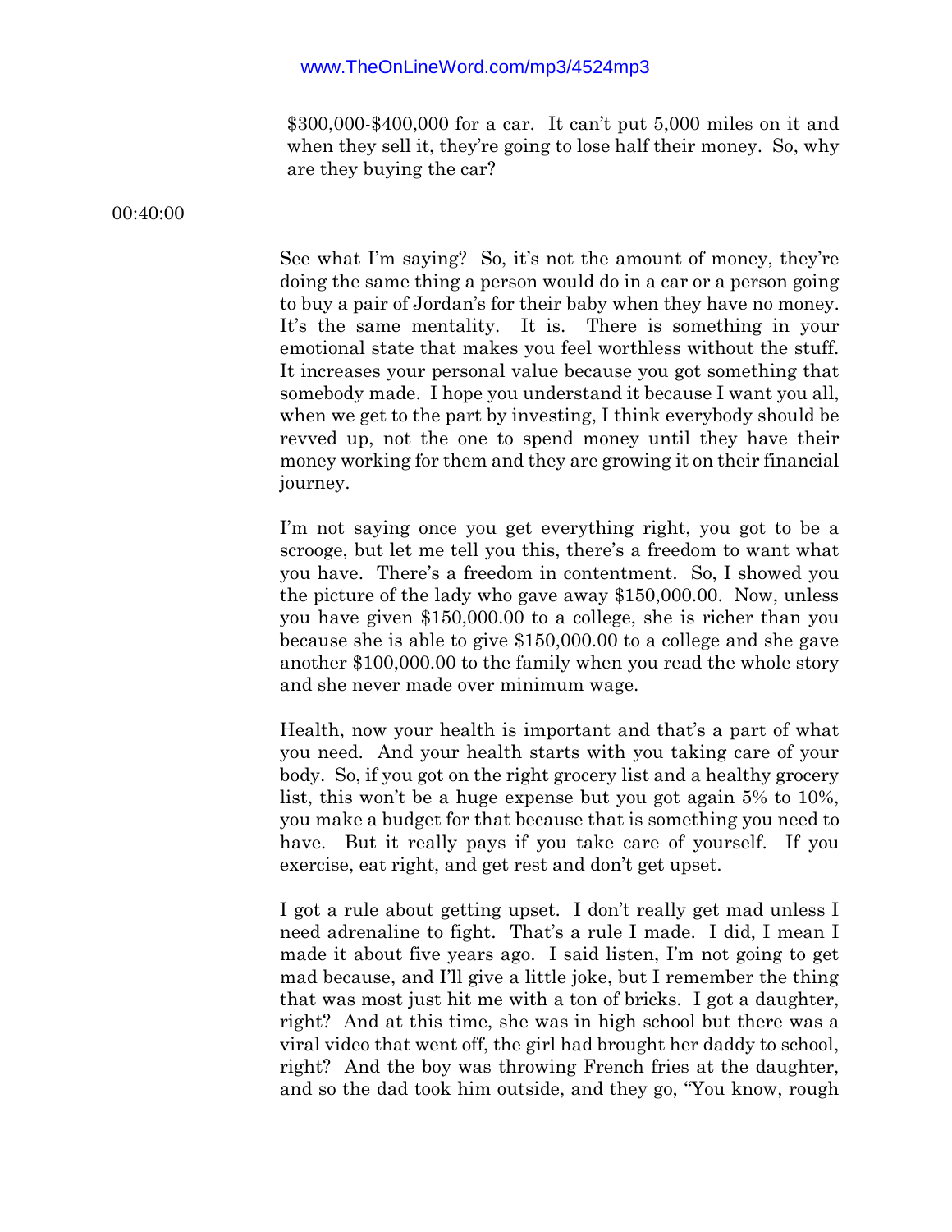$300,000-$400,000 for a car. It can't put 5,000 miles on it and when they sell it, they're going to lose half their money. So, why are they buying the car?

00:40:00

See what I'm saying? So, it's not the amount of money, they're doing the same thing a person would do in a car or a person going to buy a pair of Jordan's for their baby when they have no money. It's the same mentality. It is. There is something in your emotional state that makes you feel worthless without the stuff. It increases your personal value because you got something that somebody made. I hope you understand it because I want you all, when we get to the part by investing, I think everybody should be revved up, not the one to spend money until they have their money working for them and they are growing it on their financial journey.

I'm not saying once you get everything right, you got to be a scrooge, but let me tell you this, there's a freedom to want what you have. There's a freedom in contentment. So, I showed you the picture of the lady who gave away $150,000.00. Now, unless you have given $150,000.00 to a college, she is richer than you because she is able to give $150,000.00 to a college and she gave another $100,000.00 to the family when you read the whole story and she never made over minimum wage.

Health, now your health is important and that's a part of what you need. And your health starts with you taking care of your body. So, if you got on the right grocery list and a healthy grocery list, this won't be a huge expense but you got again 5% to 10%, you make a budget for that because that is something you need to have. But it really pays if you take care of yourself. If you exercise, eat right, and get rest and don't get upset.

I got a rule about getting upset. I don't really get mad unless I need adrenaline to fight. That's a rule I made. I did, I mean I made it about five years ago. I said listen, I'm not going to get mad because, and I'll give a little joke, but I remember the thing that was most just hit me with a ton of bricks. I got a daughter, right? And at this time, she was in high school but there was a viral video that went off, the girl had brought her daddy to school, right? And the boy was throwing French fries at the daughter, and so the dad took him outside, and they go, "You know, rough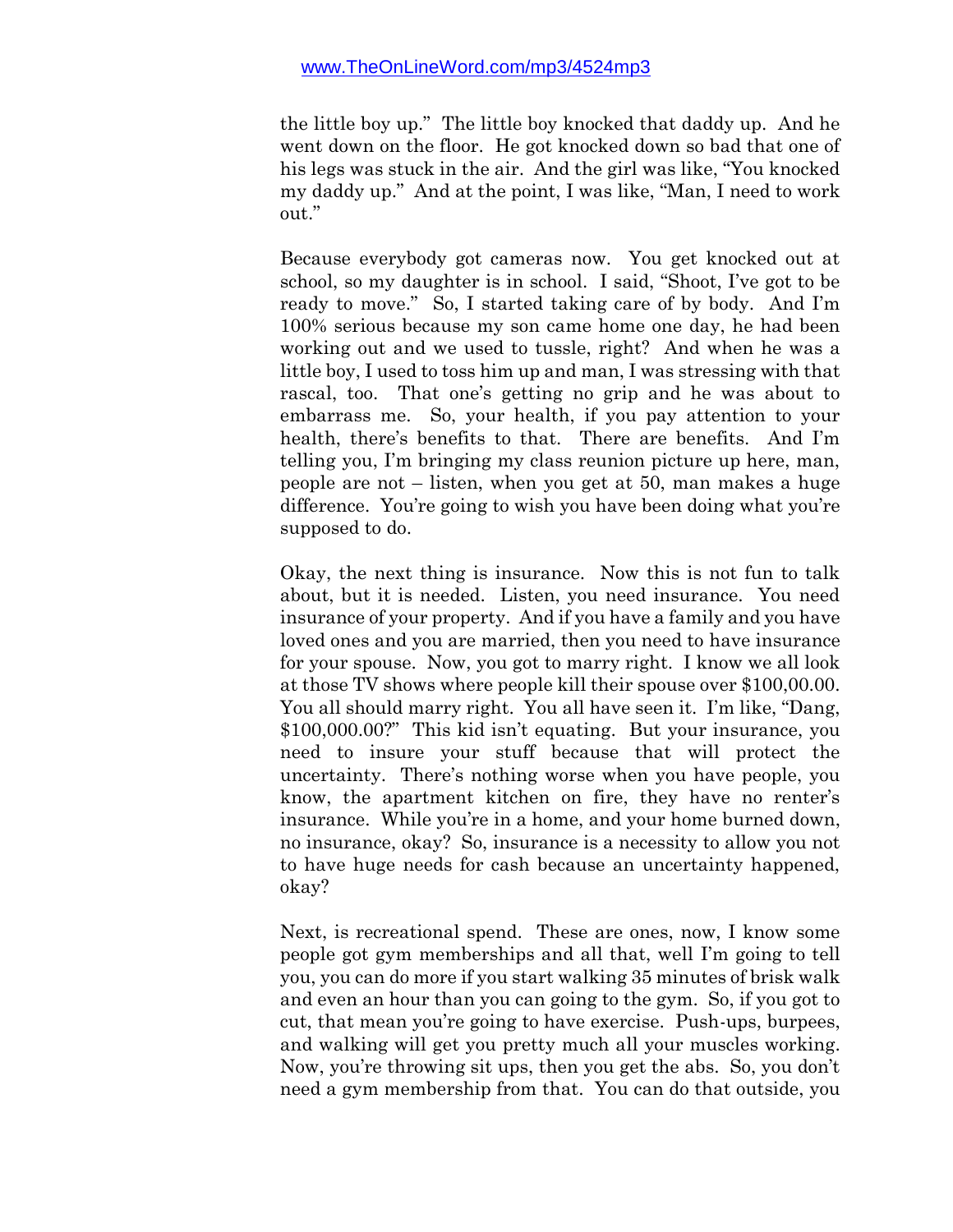the little boy up." The little boy knocked that daddy up. And he went down on the floor. He got knocked down so bad that one of his legs was stuck in the air. And the girl was like, "You knocked my daddy up." And at the point, I was like, "Man, I need to work out."

Because everybody got cameras now. You get knocked out at school, so my daughter is in school. I said, "Shoot, I've got to be ready to move." So, I started taking care of by body. And I'm 100% serious because my son came home one day, he had been working out and we used to tussle, right? And when he was a little boy, I used to toss him up and man, I was stressing with that rascal, too. That one's getting no grip and he was about to embarrass me. So, your health, if you pay attention to your health, there's benefits to that. There are benefits. And I'm telling you, I'm bringing my class reunion picture up here, man, people are not – listen, when you get at 50, man makes a huge difference. You're going to wish you have been doing what you're supposed to do.

Okay, the next thing is insurance. Now this is not fun to talk about, but it is needed. Listen, you need insurance. You need insurance of your property. And if you have a family and you have loved ones and you are married, then you need to have insurance for your spouse. Now, you got to marry right. I know we all look at those TV shows where people kill their spouse over $100,00.00. You all should marry right. You all have seen it. I'm like, "Dang, $100,000.00?" This kid isn't equating. But your insurance, you need to insure your stuff because that will protect the uncertainty. There's nothing worse when you have people, you know, the apartment kitchen on fire, they have no renter's insurance. While you're in a home, and your home burned down, no insurance, okay? So, insurance is a necessity to allow you not to have huge needs for cash because an uncertainty happened, okay?

Next, is recreational spend. These are ones, now, I know some people got gym memberships and all that, well I'm going to tell you, you can do more if you start walking 35 minutes of brisk walk and even an hour than you can going to the gym. So, if you got to cut, that mean you're going to have exercise. Push-ups, burpees, and walking will get you pretty much all your muscles working. Now, you're throwing sit ups, then you get the abs. So, you don't need a gym membership from that. You can do that outside, you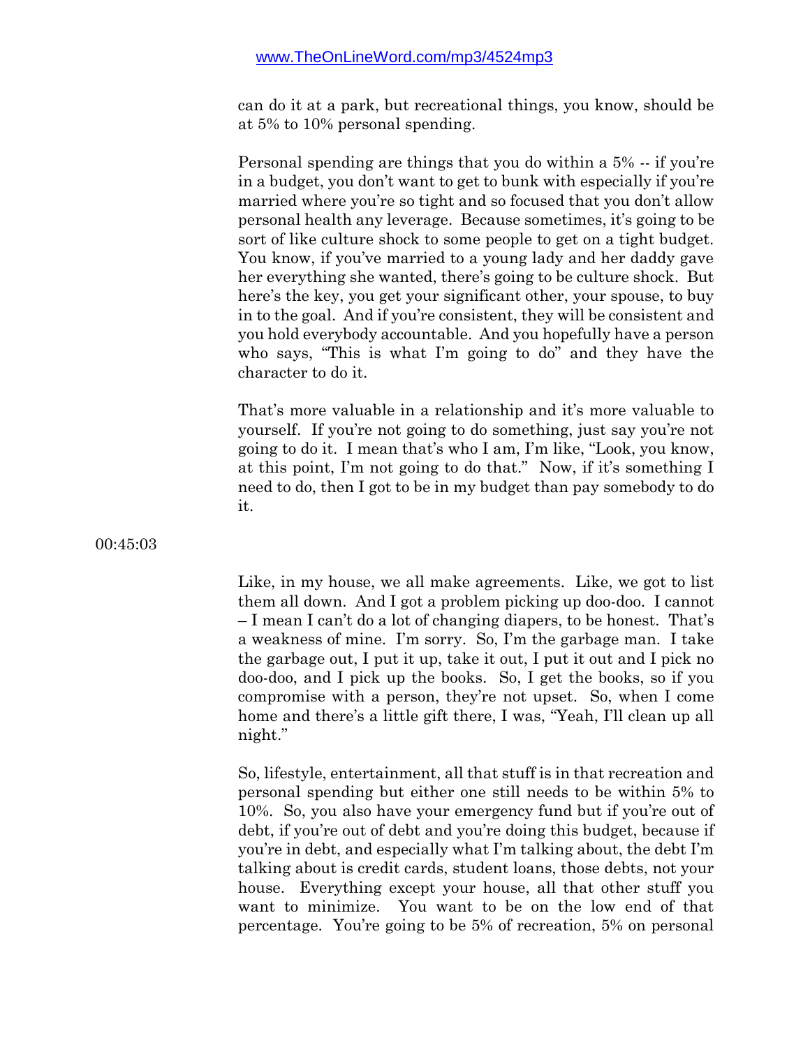can do it at a park, but recreational things, you know, should be at 5% to 10% personal spending.

Personal spending are things that you do within a 5% -- if you're in a budget, you don't want to get to bunk with especially if you're married where you're so tight and so focused that you don't allow personal health any leverage. Because sometimes, it's going to be sort of like culture shock to some people to get on a tight budget. You know, if you've married to a young lady and her daddy gave her everything she wanted, there's going to be culture shock. But here's the key, you get your significant other, your spouse, to buy in to the goal. And if you're consistent, they will be consistent and you hold everybody accountable. And you hopefully have a person who says, "This is what I'm going to do" and they have the character to do it.

That's more valuable in a relationship and it's more valuable to yourself. If you're not going to do something, just say you're not going to do it. I mean that's who I am, I'm like, "Look, you know, at this point, I'm not going to do that." Now, if it's something I need to do, then I got to be in my budget than pay somebody to do it.

00:45:03

Like, in my house, we all make agreements. Like, we got to list them all down. And I got a problem picking up doo-doo. I cannot – I mean I can't do a lot of changing diapers, to be honest. That's a weakness of mine. I'm sorry. So, I'm the garbage man. I take the garbage out, I put it up, take it out, I put it out and I pick no doo-doo, and I pick up the books. So, I get the books, so if you compromise with a person, they're not upset. So, when I come home and there's a little gift there, I was, "Yeah, I'll clean up all night."

So, lifestyle, entertainment, all that stuff is in that recreation and personal spending but either one still needs to be within 5% to 10%. So, you also have your emergency fund but if you're out of debt, if you're out of debt and you're doing this budget, because if you're in debt, and especially what I'm talking about, the debt I'm talking about is credit cards, student loans, those debts, not your house. Everything except your house, all that other stuff you want to minimize. You want to be on the low end of that percentage. You're going to be 5% of recreation, 5% on personal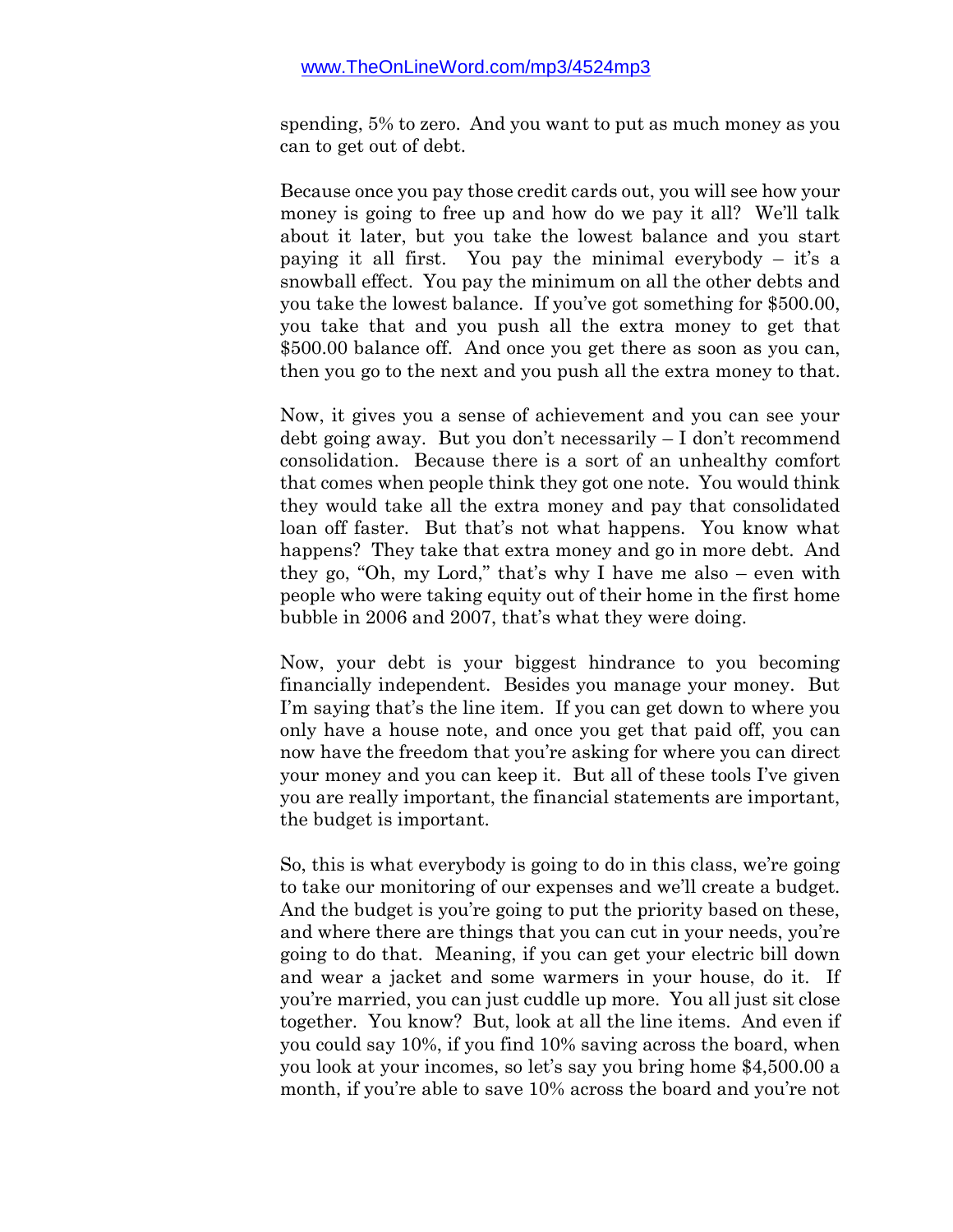spending, 5% to zero. And you want to put as much money as you can to get out of debt.

Because once you pay those credit cards out, you will see how your money is going to free up and how do we pay it all? We'll talk about it later, but you take the lowest balance and you start paying it all first. You pay the minimal everybody – it's a snowball effect. You pay the minimum on all the other debts and you take the lowest balance. If you've got something for $500.00, you take that and you push all the extra money to get that $500.00 balance off. And once you get there as soon as you can, then you go to the next and you push all the extra money to that.

Now, it gives you a sense of achievement and you can see your debt going away. But you don't necessarily – I don't recommend consolidation. Because there is a sort of an unhealthy comfort that comes when people think they got one note. You would think they would take all the extra money and pay that consolidated loan off faster. But that's not what happens. You know what happens? They take that extra money and go in more debt. And they go, "Oh, my Lord," that's why I have me also – even with people who were taking equity out of their home in the first home bubble in 2006 and 2007, that's what they were doing.

Now, your debt is your biggest hindrance to you becoming financially independent. Besides you manage your money. But I'm saying that's the line item. If you can get down to where you only have a house note, and once you get that paid off, you can now have the freedom that you're asking for where you can direct your money and you can keep it. But all of these tools I've given you are really important, the financial statements are important, the budget is important.

So, this is what everybody is going to do in this class, we're going to take our monitoring of our expenses and we'll create a budget. And the budget is you're going to put the priority based on these, and where there are things that you can cut in your needs, you're going to do that. Meaning, if you can get your electric bill down and wear a jacket and some warmers in your house, do it. If you're married, you can just cuddle up more. You all just sit close together. You know? But, look at all the line items. And even if you could say 10%, if you find 10% saving across the board, when you look at your incomes, so let's say you bring home $4,500.00 a month, if you're able to save 10% across the board and you're not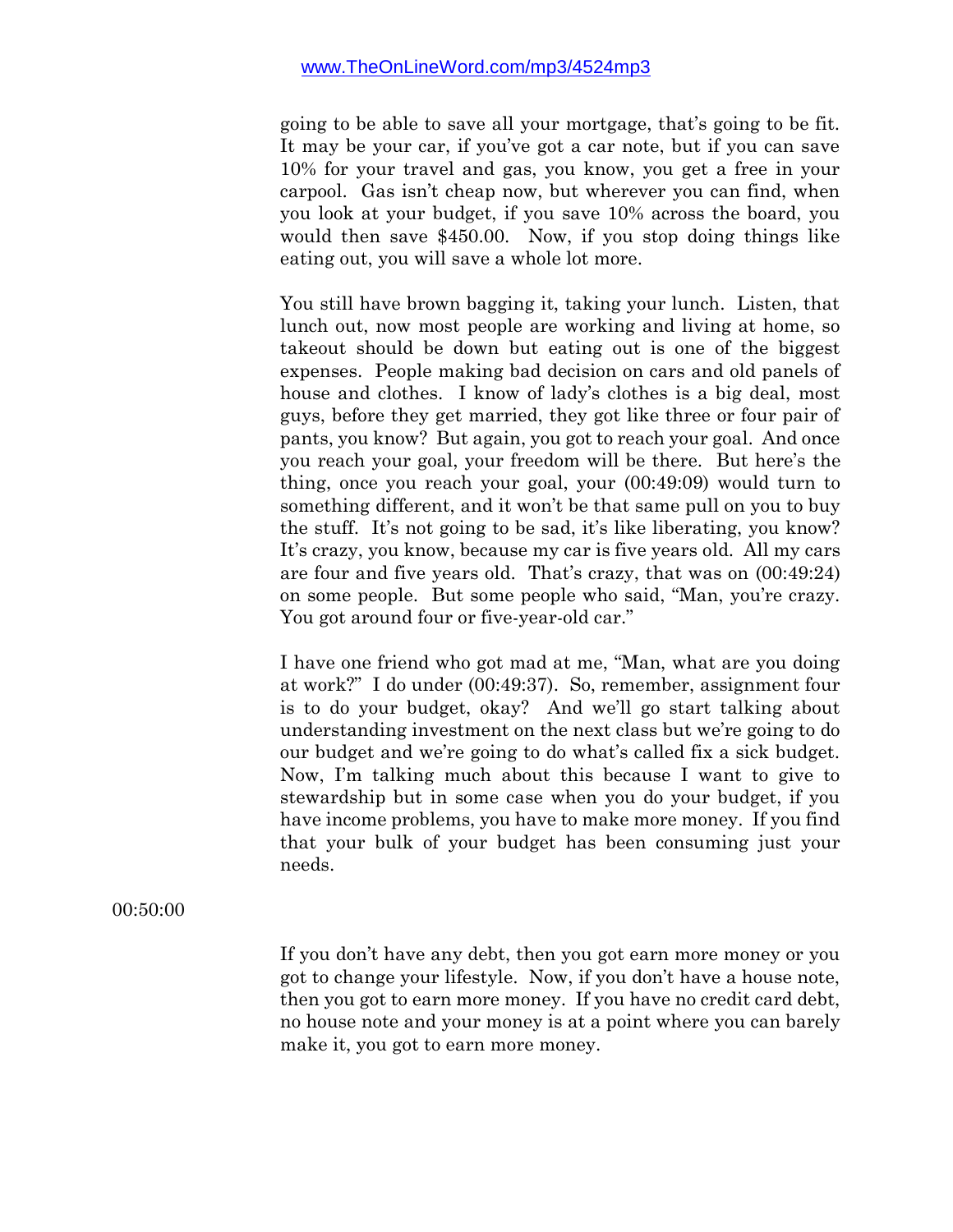going to be able to save all your mortgage, that's going to be fit. It may be your car, if you've got a car note, but if you can save 10% for your travel and gas, you know, you get a free in your carpool. Gas isn't cheap now, but wherever you can find, when you look at your budget, if you save 10% across the board, you would then save $450.00. Now, if you stop doing things like eating out, you will save a whole lot more.

You still have brown bagging it, taking your lunch. Listen, that lunch out, now most people are working and living at home, so takeout should be down but eating out is one of the biggest expenses. People making bad decision on cars and old panels of house and clothes. I know of lady's clothes is a big deal, most guys, before they get married, they got like three or four pair of pants, you know? But again, you got to reach your goal. And once you reach your goal, your freedom will be there. But here's the thing, once you reach your goal, your (00:49:09) would turn to something different, and it won't be that same pull on you to buy the stuff. It's not going to be sad, it's like liberating, you know? It's crazy, you know, because my car is five years old. All my cars are four and five years old. That's crazy, that was on (00:49:24) on some people. But some people who said, "Man, you're crazy. You got around four or five-year-old car."

I have one friend who got mad at me, "Man, what are you doing at work?" I do under (00:49:37). So, remember, assignment four is to do your budget, okay? And we'll go start talking about understanding investment on the next class but we're going to do our budget and we're going to do what's called fix a sick budget. Now, I'm talking much about this because I want to give to stewardship but in some case when you do your budget, if you have income problems, you have to make more money. If you find that your bulk of your budget has been consuming just your needs.

00:50:00

If you don't have any debt, then you got earn more money or you got to change your lifestyle. Now, if you don't have a house note, then you got to earn more money. If you have no credit card debt, no house note and your money is at a point where you can barely make it, you got to earn more money.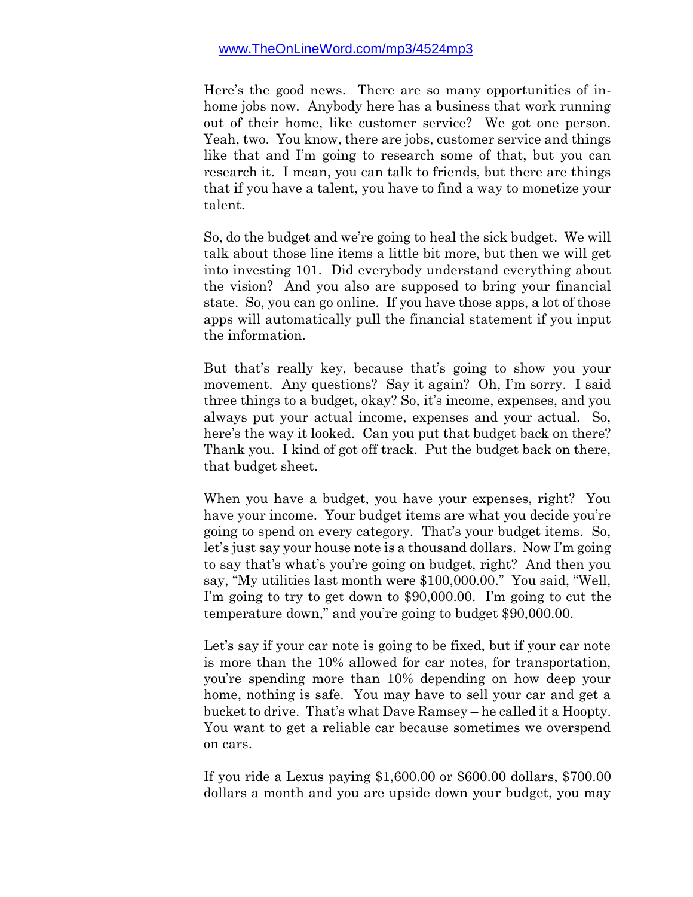www.TheOnLineWord.com/mp3/4524mp3

Here's the good news. There are so many opportunities of in-home jobs now. Anybody here has a business that work running out of their home, like customer service? We got one person. Yeah, two. You know, there are jobs, customer service and things like that and I'm going to research some of that, but you can research it. I mean, you can talk to friends, but there are things that if you have a talent, you have to find a way to monetize your talent.

So, do the budget and we're going to heal the sick budget. We will talk about those line items a little bit more, but then we will get into investing 101. Did everybody understand everything about the vision? And you also are supposed to bring your financial state. So, you can go online. If you have those apps, a lot of those apps will automatically pull the financial statement if you input the information.

But that's really key, because that's going to show you your movement. Any questions? Say it again? Oh, I'm sorry. I said three things to a budget, okay? So, it's income, expenses, and you always put your actual income, expenses and your actual. So, here's the way it looked. Can you put that budget back on there? Thank you. I kind of got off track. Put the budget back on there, that budget sheet.

When you have a budget, you have your expenses, right? You have your income. Your budget items are what you decide you're going to spend on every category. That's your budget items. So, let's just say your house note is a thousand dollars. Now I'm going to say that's what's you're going on budget, right? And then you say, "My utilities last month were $100,000.00." You said, "Well, I'm going to try to get down to $90,000.00. I'm going to cut the temperature down," and you're going to budget $90,000.00.

Let's say if your car note is going to be fixed, but if your car note is more than the 10% allowed for car notes, for transportation, you're spending more than 10% depending on how deep your home, nothing is safe. You may have to sell your car and get a bucket to drive. That's what Dave Ramsey – he called it a Hoopty. You want to get a reliable car because sometimes we overspend on cars.

If you ride a Lexus paying $1,600.00 or $600.00 dollars, $700.00 dollars a month and you are upside down your budget, you may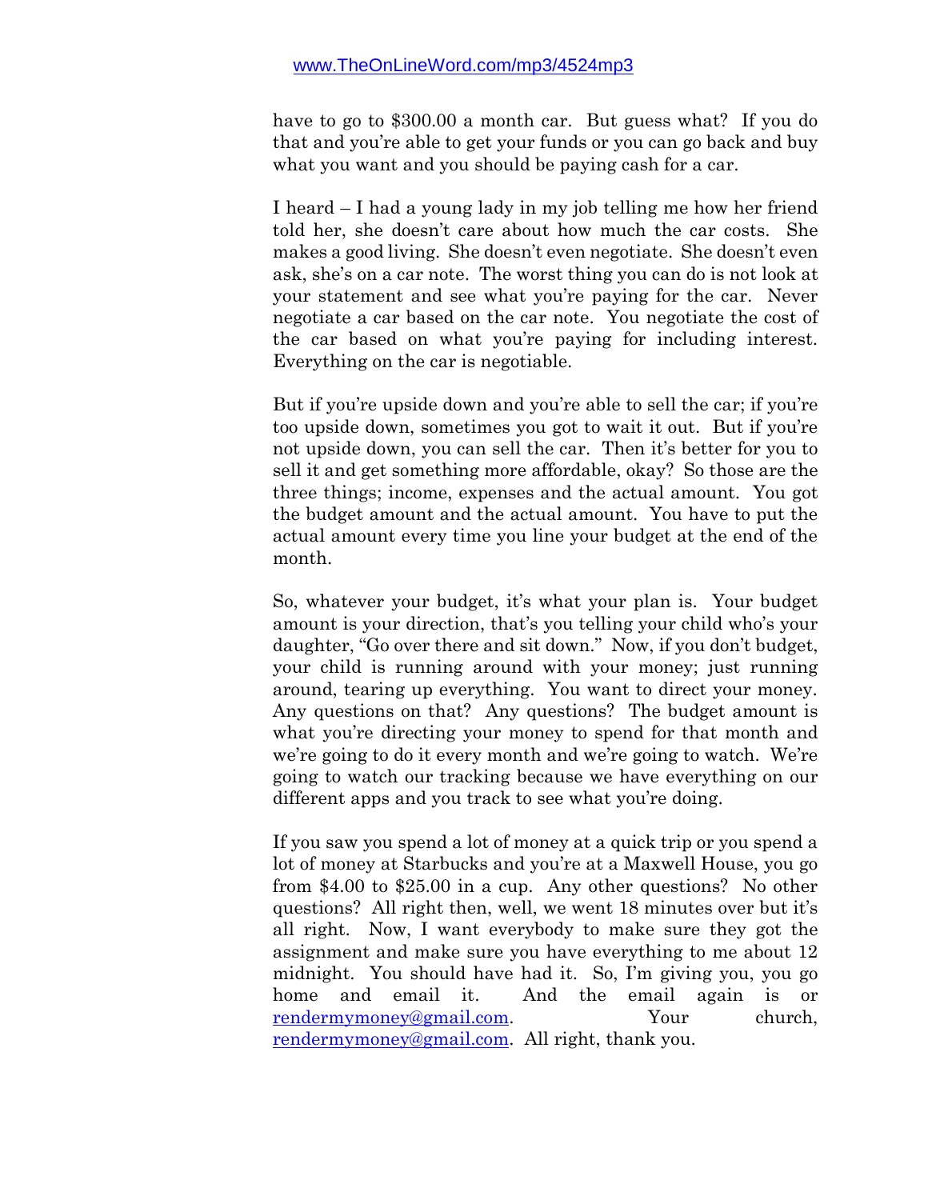have to go to $300.00 a month car. But guess what? If you do that and you're able to get your funds or you can go back and buy what you want and you should be paying cash for a car.

I heard – I had a young lady in my job telling me how her friend told her, she doesn't care about how much the car costs. She makes a good living. She doesn't even negotiate. She doesn't even ask, she's on a car note. The worst thing you can do is not look at your statement and see what you're paying for the car. Never negotiate a car based on the car note. You negotiate the cost of the car based on what you're paying for including interest. Everything on the car is negotiable.

But if you're upside down and you're able to sell the car; if you're too upside down, sometimes you got to wait it out. But if you're not upside down, you can sell the car. Then it's better for you to sell it and get something more affordable, okay? So those are the three things; income, expenses and the actual amount. You got the budget amount and the actual amount. You have to put the actual amount every time you line your budget at the end of the month.

So, whatever your budget, it's what your plan is. Your budget amount is your direction, that's you telling your child who's your daughter, "Go over there and sit down." Now, if you don't budget, your child is running around with your money; just running around, tearing up everything. You want to direct your money. Any questions on that? Any questions? The budget amount is what you're directing your money to spend for that month and we're going to do it every month and we're going to watch. We're going to watch our tracking because we have everything on our different apps and you track to see what you're doing.

If you saw you spend a lot of money at a quick trip or you spend a lot of money at Starbucks and you're at a Maxwell House, you go from $4.00 to $25.00 in a cup. Any other questions? No other questions? All right then, well, we went 18 minutes over but it's all right. Now, I want everybody to make sure they got the assignment and make sure you have everything to me about 12 midnight. You should have had it. So, I'm giving you, you go home and email it. And the email again is or rendermymoney@gmail.com. Your church, rendermymoney@gmail.com. All right, thank you.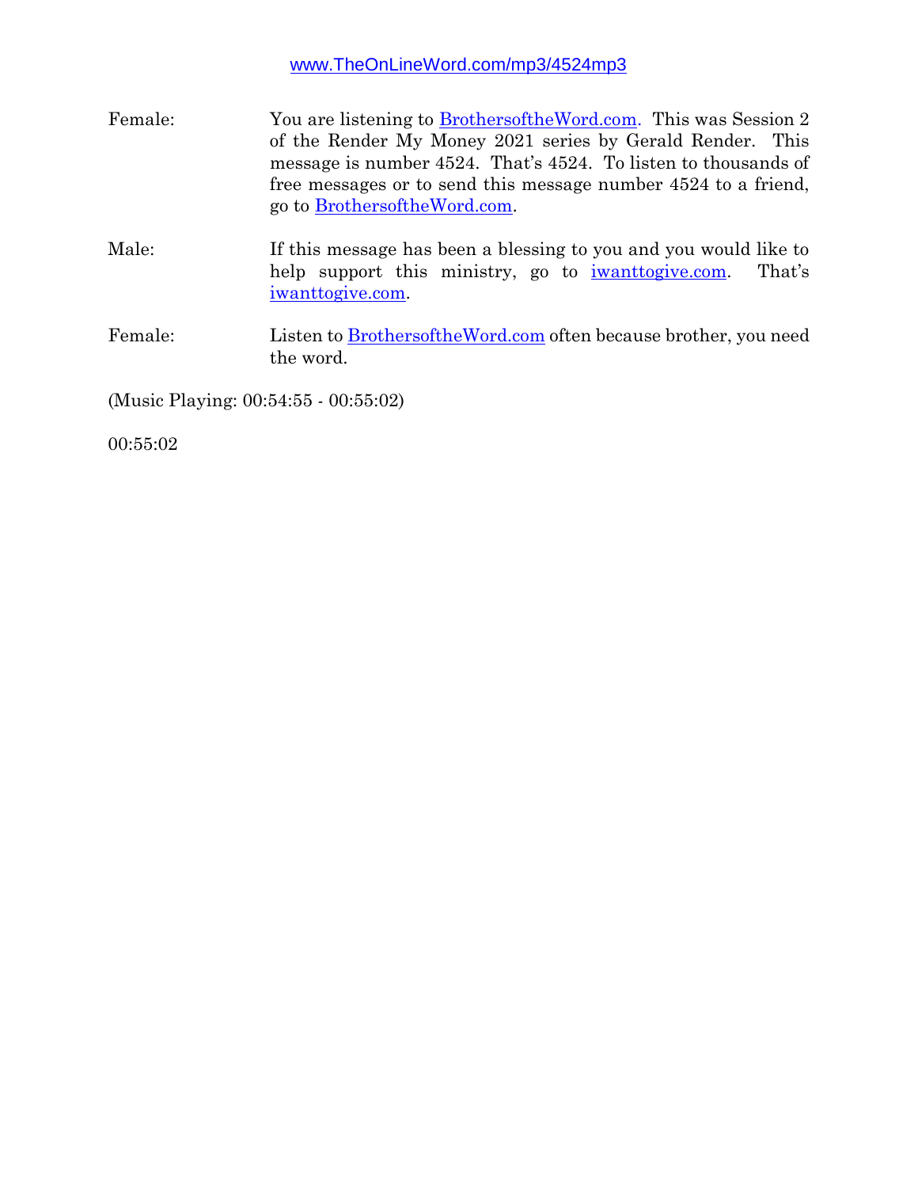Female: You are listening to BrothersoftheWord.com. This was Session 2 of the Render My Money 2021 series by Gerald Render. This message is number 4524. That's 4524. To listen to thousands of free messages or to send this message number 4524 to a friend, go to BrothersoftheWord.com.

Male: If this message has been a blessing to you and you would like to help support this ministry, go to iwanttogive.com. That's iwanttogive.com.

Female: Listen to BrothersoftheWord.com often because brother, you need the word.

(Music Playing: 00:54:55 - 00:55:02)

00:55:02